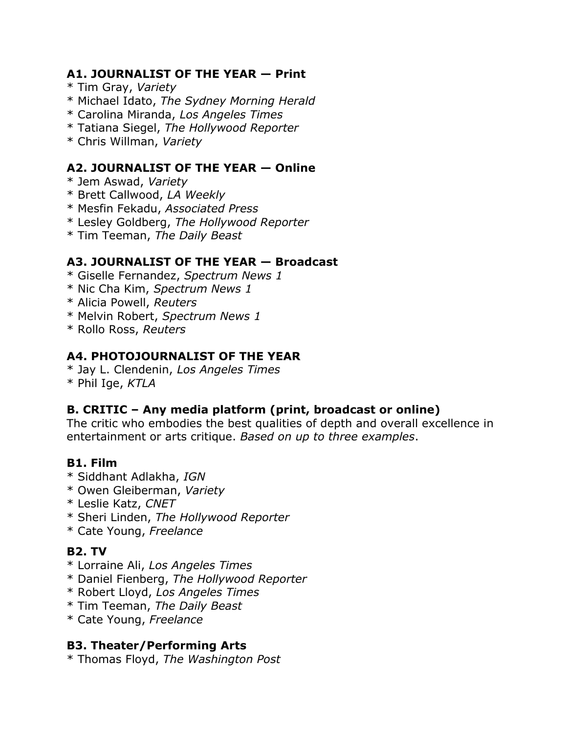### A1. JOURNALIST OF THE YEAR — Print

* Tim Gray, *Variety*
* Michael Idato, *The Sydney Morning Herald*
* Carolina Miranda, *Los Angeles Times*
* Tatiana Siegel, *The Hollywood Reporter*
* Chris Willman, *Variety*

### A2. JOURNALIST OF THE YEAR — Online

* Jem Aswad, *Variety*
* Brett Callwood, *LA Weekly*
* Mesfin Fekadu, *Associated Press*
* Lesley Goldberg, *The Hollywood Reporter*
* Tim Teeman, *The Daily Beast*

### A3. JOURNALIST OF THE YEAR — Broadcast

* Giselle Fernandez, *Spectrum News 1*
* Nic Cha Kim, *Spectrum News 1*
* Alicia Powell, *Reuters*
* Melvin Robert, *Spectrum News 1*
* Rollo Ross, *Reuters*

### A4. PHOTOJOURNALIST OF THE YEAR

* Jay L. Clendenin, *Los Angeles Times*
* Phil Ige, *KTLA*

### B. CRITIC – Any media platform (print, broadcast or online)

The critic who embodies the best qualities of depth and overall excellence in entertainment or arts critique. *Based on up to three examples*.

### B1. Film

* Siddhant Adlakha, *IGN*
* Owen Gleiberman, *Variety*
* Leslie Katz, *CNET*
* Sheri Linden, *The Hollywood Reporter*
* Cate Young, *Freelance*

### B2. TV

* Lorraine Ali, *Los Angeles Times*
* Daniel Fienberg, *The Hollywood Reporter*
* Robert Lloyd, *Los Angeles Times*
* Tim Teeman, *The Daily Beast*
* Cate Young, *Freelance*

### B3. Theater/Performing Arts

* Thomas Floyd, *The Washington Post*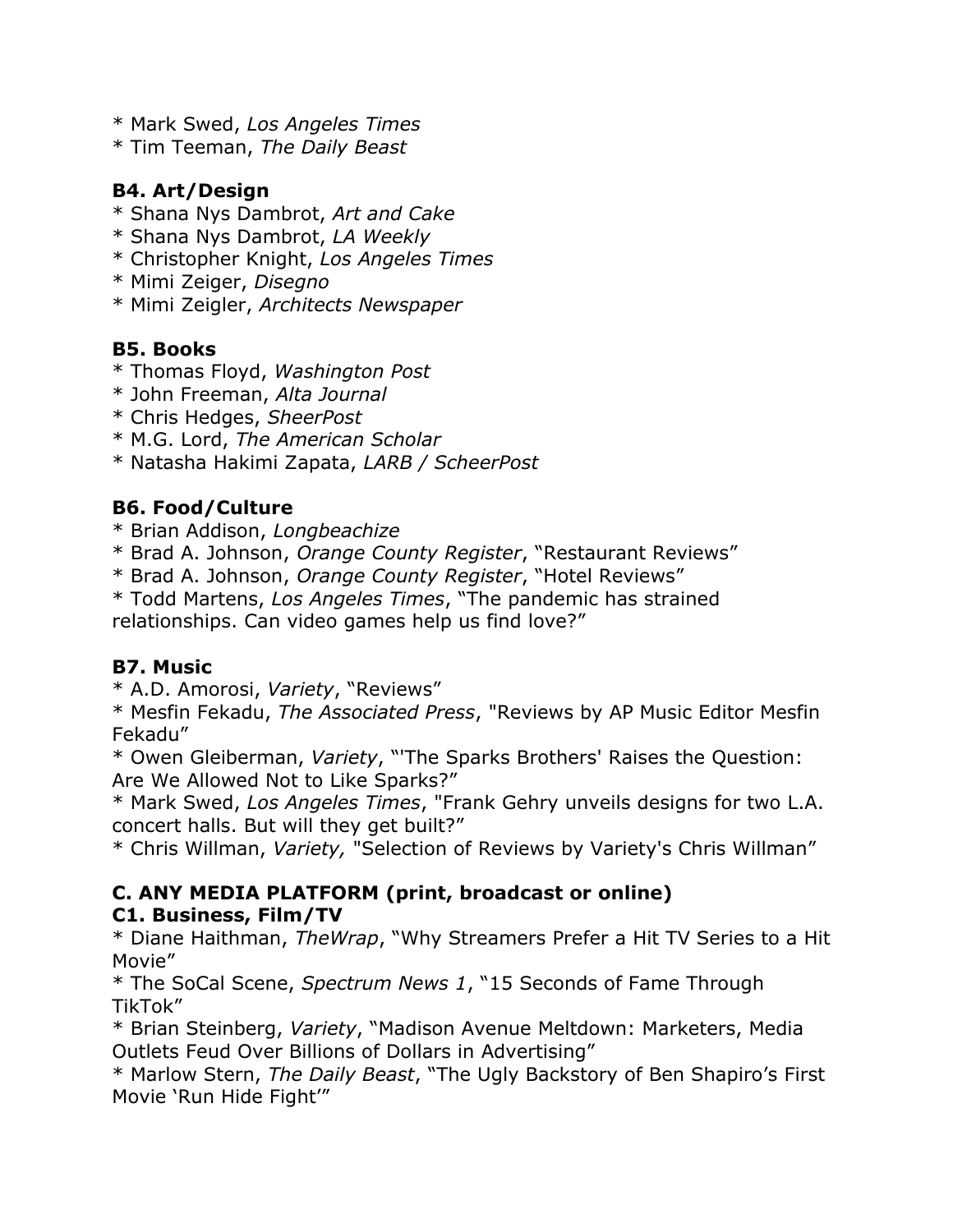* Mark Swed, *Los Angeles Times*
* Tim Teeman, *The Daily Beast*

**B4. Art/Design**

* Shana Nys Dambrot, *Art and Cake*
* Shana Nys Dambrot, *LA Weekly*
* Christopher Knight, *Los Angeles Times*
* Mimi Zeiger, *Disegno*
* Mimi Zeigler, *Architects Newspaper*

**B5. Books**

* Thomas Floyd, *Washington Post*
* John Freeman, *Alta Journal*
* Chris Hedges, *SheerPost*
* M.G. Lord, *The American Scholar*
* Natasha Hakimi Zapata, *LARB / ScheerPost*

**B6. Food/Culture**

* Brian Addison, *Longbeachize*
* Brad A. Johnson, *Orange County Register*, "Restaurant Reviews"
* Brad A. Johnson, *Orange County Register*, "Hotel Reviews"
* Todd Martens, *Los Angeles Times*, "The pandemic has strained relationships. Can video games help us find love?"

**B7. Music**

* A.D. Amorosi, *Variety*, "Reviews"
* Mesfin Fekadu, *The Associated Press*, "Reviews by AP Music Editor Mesfin Fekadu"
* Owen Gleiberman, *Variety*, "'The Sparks Brothers' Raises the Question: Are We Allowed Not to Like Sparks?"
* Mark Swed, *Los Angeles Times*, "Frank Gehry unveils designs for two L.A. concert halls. But will they get built?"
* Chris Willman, *Variety,* "Selection of Reviews by Variety's Chris Willman"

**C. ANY MEDIA PLATFORM (print, broadcast or online)**

**C1. Business, Film/TV**

* Diane Haithman, *TheWrap*, "Why Streamers Prefer a Hit TV Series to a Hit Movie"
* The SoCal Scene, *Spectrum News 1*, "15 Seconds of Fame Through TikTok"
* Brian Steinberg, *Variety*, "Madison Avenue Meltdown: Marketers, Media Outlets Feud Over Billions of Dollars in Advertising"
* Marlow Stern, *The Daily Beast*, "The Ugly Backstory of Ben Shapiro's First Movie 'Run Hide Fight'"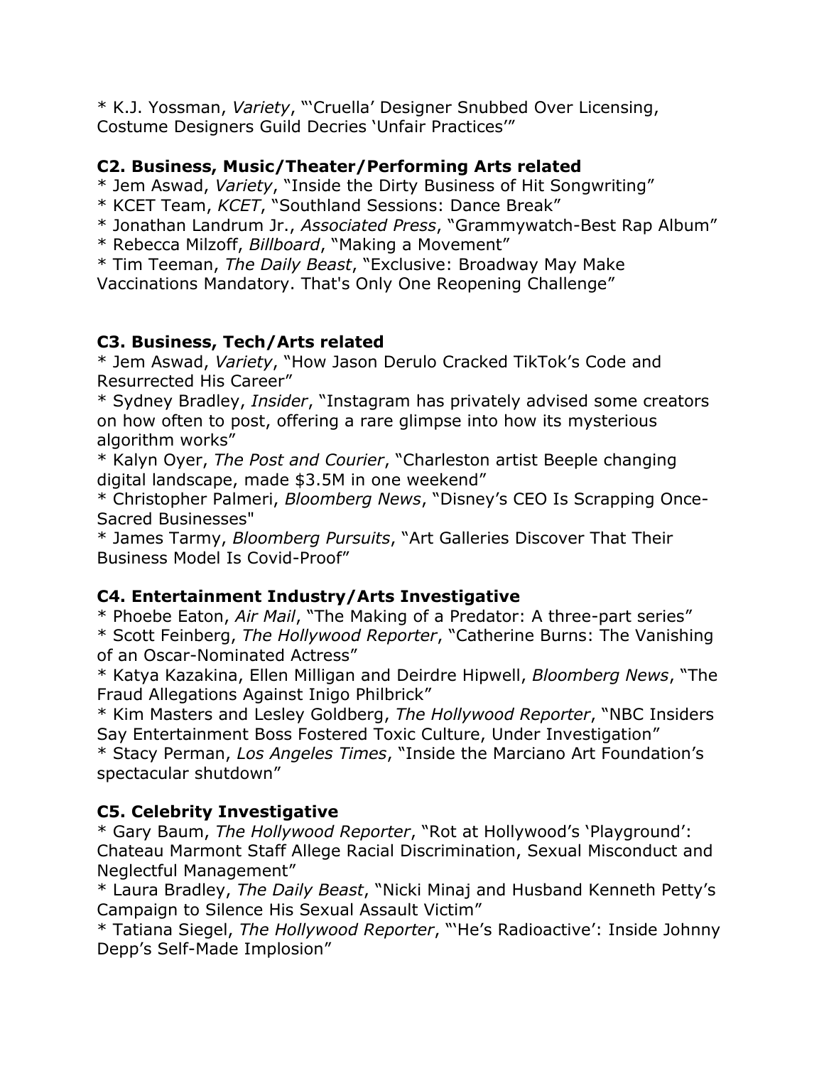* K.J. Yossman, *Variety*, "'Cruella' Designer Snubbed Over Licensing, Costume Designers Guild Decries 'Unfair Practices'"

**C2. Business, Music/Theater/Performing Arts related**

* Jem Aswad, *Variety*, "Inside the Dirty Business of Hit Songwriting"
* KCET Team, *KCET*, "Southland Sessions: Dance Break"
* Jonathan Landrum Jr., *Associated Press*, "Grammywatch-Best Rap Album"
* Rebecca Milzoff, *Billboard*, "Making a Movement"
* Tim Teeman, *The Daily Beast*, "Exclusive: Broadway May Make Vaccinations Mandatory. That's Only One Reopening Challenge"

**C3. Business, Tech/Arts related**

* Jem Aswad, *Variety*, "How Jason Derulo Cracked TikTok's Code and Resurrected His Career"
* Sydney Bradley, *Insider*, "Instagram has privately advised some creators on how often to post, offering a rare glimpse into how its mysterious algorithm works"
* Kalyn Oyer, *The Post and Courier*, "Charleston artist Beeple changing digital landscape, made $3.5M in one weekend"
* Christopher Palmeri, *Bloomberg News*, "Disney's CEO Is Scrapping Once-Sacred Businesses"
* James Tarmy, *Bloomberg Pursuits*, "Art Galleries Discover That Their Business Model Is Covid-Proof"

**C4. Entertainment Industry/Arts Investigative**

* Phoebe Eaton, *Air Mail*, "The Making of a Predator: A three-part series"
* Scott Feinberg, *The Hollywood Reporter*, "Catherine Burns: The Vanishing of an Oscar-Nominated Actress"
* Katya Kazakina, Ellen Milligan and Deirdre Hipwell, *Bloomberg News*, "The Fraud Allegations Against Inigo Philbrick"
* Kim Masters and Lesley Goldberg, *The Hollywood Reporter*, "NBC Insiders Say Entertainment Boss Fostered Toxic Culture, Under Investigation"
* Stacy Perman, *Los Angeles Times*, "Inside the Marciano Art Foundation's spectacular shutdown"

**C5. Celebrity Investigative**

* Gary Baum, *The Hollywood Reporter*, "Rot at Hollywood's 'Playground': Chateau Marmont Staff Allege Racial Discrimination, Sexual Misconduct and Neglectful Management"
* Laura Bradley, *The Daily Beast*, "Nicki Minaj and Husband Kenneth Petty's Campaign to Silence His Sexual Assault Victim"
* Tatiana Siegel, *The Hollywood Reporter*, "'He's Radioactive': Inside Johnny Depp's Self-Made Implosion"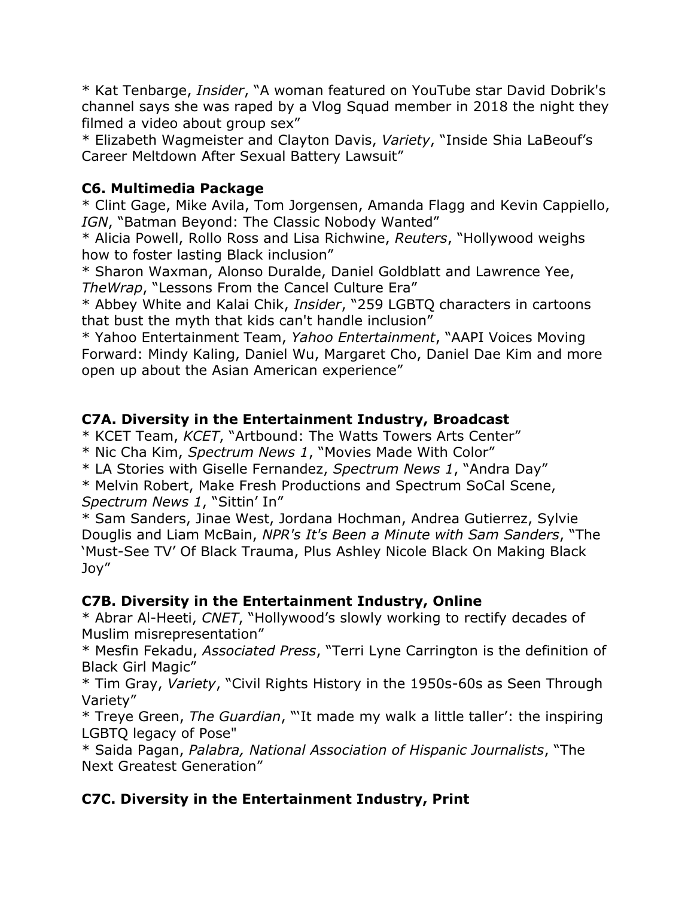* Kat Tenbarge, *Insider*, “A woman featured on YouTube star David Dobrik's channel says she was raped by a Vlog Squad member in 2018 the night they filmed a video about group sex”
* Elizabeth Wagmeister and Clayton Davis, *Variety*, “Inside Shia LaBeouf’s Career Meltdown After Sexual Battery Lawsuit”

**C6. Multimedia Package**
* Clint Gage, Mike Avila, Tom Jorgensen, Amanda Flagg and Kevin Cappiello, *IGN*, “Batman Beyond: The Classic Nobody Wanted”
* Alicia Powell, Rollo Ross and Lisa Richwine, *Reuters*, “Hollywood weighs how to foster lasting Black inclusion”
* Sharon Waxman, Alonso Duralde, Daniel Goldblatt and Lawrence Yee, *TheWrap*, “Lessons From the Cancel Culture Era”
* Abbey White and Kalai Chik, *Insider*, “259 LGBTQ characters in cartoons that bust the myth that kids can't handle inclusion”
* Yahoo Entertainment Team, *Yahoo Entertainment*, “AAPI Voices Moving Forward: Mindy Kaling, Daniel Wu, Margaret Cho, Daniel Dae Kim and more open up about the Asian American experience”

**C7A. Diversity in the Entertainment Industry, Broadcast**
* KCET Team, *KCET*, “Artbound: The Watts Towers Arts Center”
* Nic Cha Kim, *Spectrum News 1*, “Movies Made With Color”
* LA Stories with Giselle Fernandez, *Spectrum News 1*, “Andra Day”
* Melvin Robert, Make Fresh Productions and Spectrum SoCal Scene, *Spectrum News 1*, “Sittin’ In”
* Sam Sanders, Jinae West, Jordana Hochman, Andrea Gutierrez, Sylvie Douglis and Liam McBain, *NPR's It's Been a Minute with Sam Sanders*, “The ‘Must-See TV’ Of Black Trauma, Plus Ashley Nicole Black On Making Black Joy”

**C7B. Diversity in the Entertainment Industry, Online**
* Abrar Al-Heeti, *CNET*, “Hollywood’s slowly working to rectify decades of Muslim misrepresentation”
* Mesfin Fekadu, *Associated Press*, “Terri Lyne Carrington is the definition of Black Girl Magic”
* Tim Gray, *Variety*, “Civil Rights History in the 1950s-60s as Seen Through Variety”
* Treye Green, *The Guardian*, “‘It made my walk a little taller’: the inspiring LGBTQ legacy of Pose"
* Saida Pagan, *Palabra, National Association of Hispanic Journalists*, “The Next Greatest Generation”

**C7C. Diversity in the Entertainment Industry, Print**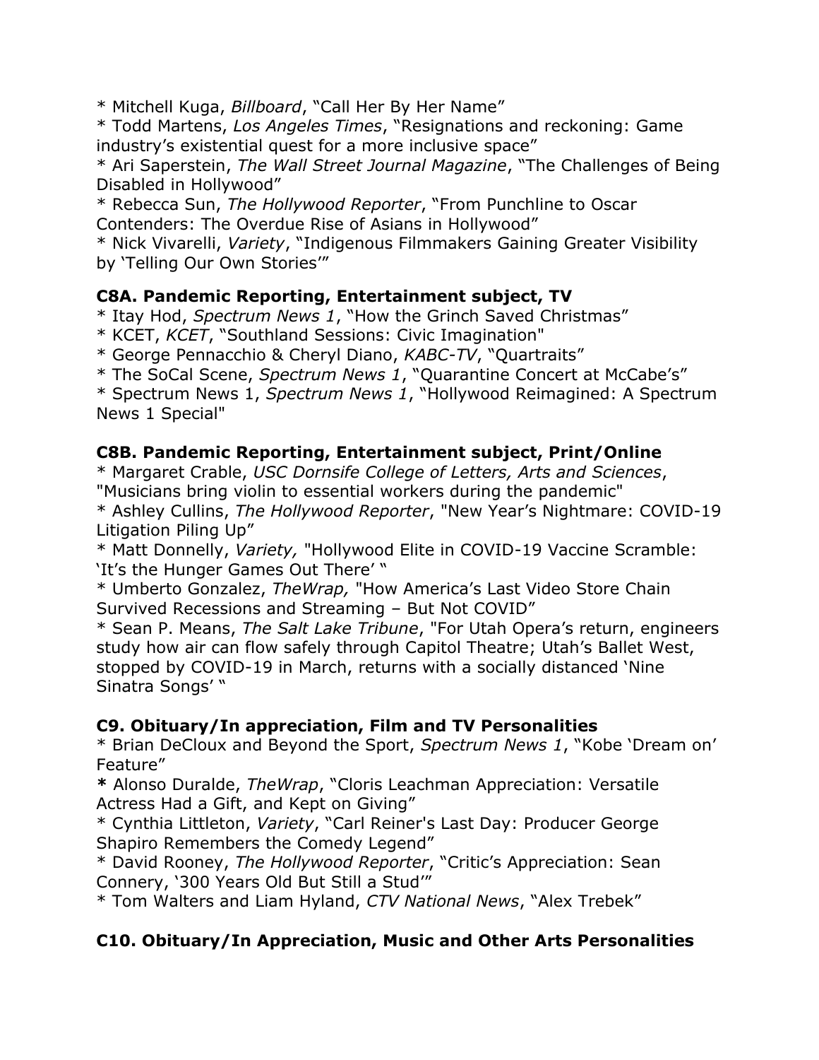* Mitchell Kuga, *Billboard*, "Call Her By Her Name"
* Todd Martens, *Los Angeles Times*, "Resignations and reckoning: Game industry's existential quest for a more inclusive space"
* Ari Saperstein, *The Wall Street Journal Magazine*, "The Challenges of Being Disabled in Hollywood"
* Rebecca Sun, *The Hollywood Reporter*, "From Punchline to Oscar Contenders: The Overdue Rise of Asians in Hollywood"
* Nick Vivarelli, *Variety*, "Indigenous Filmmakers Gaining Greater Visibility by 'Telling Our Own Stories'"

**C8A. Pandemic Reporting, Entertainment subject, TV**
* Itay Hod, *Spectrum News 1*, "How the Grinch Saved Christmas"
* KCET, *KCET*, "Southland Sessions: Civic Imagination"
* George Pennacchio & Cheryl Diano, *KABC-TV*, "Quartraits"
* The SoCal Scene, *Spectrum News 1*, "Quarantine Concert at McCabe's"
* Spectrum News 1, *Spectrum News 1*, "Hollywood Reimagined: A Spectrum News 1 Special"

**C8B. Pandemic Reporting, Entertainment subject, Print/Online**
* Margaret Crable, *USC Dornsife College of Letters, Arts and Sciences*, "Musicians bring violin to essential workers during the pandemic"
* Ashley Cullins, *The Hollywood Reporter*, "New Year's Nightmare: COVID-19 Litigation Piling Up"
* Matt Donnelly, *Variety,* "Hollywood Elite in COVID-19 Vaccine Scramble: 'It's the Hunger Games Out There' "
* Umberto Gonzalez, *TheWrap,* "How America's Last Video Store Chain Survived Recessions and Streaming – But Not COVID"
* Sean P. Means, *The Salt Lake Tribune*, "For Utah Opera's return, engineers study how air can flow safely through Capitol Theatre; Utah's Ballet West, stopped by COVID-19 in March, returns with a socially distanced 'Nine Sinatra Songs' "

**C9. Obituary/In appreciation, Film and TV Personalities**
* Brian DeCloux and Beyond the Sport, *Spectrum News 1*, "Kobe 'Dream on' Feature"
**\*** Alonso Duralde, *TheWrap*, "Cloris Leachman Appreciation: Versatile Actress Had a Gift, and Kept on Giving"
* Cynthia Littleton, *Variety*, "Carl Reiner's Last Day: Producer George Shapiro Remembers the Comedy Legend"
* David Rooney, *The Hollywood Reporter*, "Critic's Appreciation: Sean Connery, '300 Years Old But Still a Stud'"
* Tom Walters and Liam Hyland, *CTV National News*, "Alex Trebek"

**C10. Obituary/In Appreciation, Music and Other Arts Personalities**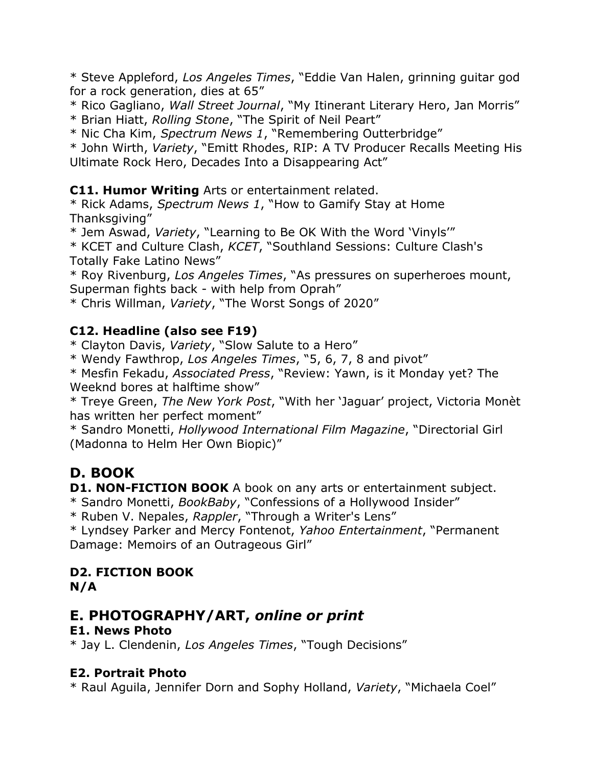* Steve Appleford, *Los Angeles Times*, "Eddie Van Halen, grinning guitar god for a rock generation, dies at 65"
* Rico Gagliano, *Wall Street Journal*, "My Itinerant Literary Hero, Jan Morris"
* Brian Hiatt, *Rolling Stone*, "The Spirit of Neil Peart"
* Nic Cha Kim, *Spectrum News 1*, "Remembering Outterbridge"
* John Wirth, *Variety*, "Emitt Rhodes, RIP: A TV Producer Recalls Meeting His Ultimate Rock Hero, Decades Into a Disappearing Act"

**C11. Humor Writing** Arts or entertainment related.
* Rick Adams, *Spectrum News 1*, "How to Gamify Stay at Home Thanksgiving"
* Jem Aswad, *Variety*, "Learning to Be OK With the Word 'Vinyls'"
* KCET and Culture Clash, *KCET*, "Southland Sessions: Culture Clash's Totally Fake Latino News"
* Roy Rivenburg, *Los Angeles Times*, "As pressures on superheroes mount, Superman fights back - with help from Oprah"
* Chris Willman, *Variety*, "The Worst Songs of 2020"

**C12. Headline (also see F19)**
* Clayton Davis, *Variety*, "Slow Salute to a Hero"
* Wendy Fawthrop, *Los Angeles Times*, "5, 6, 7, 8 and pivot"
* Mesfin Fekadu, *Associated Press*, "Review: Yawn, is it Monday yet? The Weeknd bores at halftime show"
* Treye Green, *The New York Post*, "With her 'Jaguar' project, Victoria Monèt has written her perfect moment"
* Sandro Monetti, *Hollywood International Film Magazine*, "Directorial Girl (Madonna to Helm Her Own Biopic)"

## D. BOOK

**D1. NON-FICTION BOOK** A book on any arts or entertainment subject.
* Sandro Monetti, *BookBaby*, "Confessions of a Hollywood Insider"
* Ruben V. Nepales, *Rappler*, "Through a Writer's Lens"
* Lyndsey Parker and Mercy Fontenot, *Yahoo Entertainment*, "Permanent Damage: Memoirs of an Outrageous Girl"

**D2. FICTION BOOK**
**N/A**

## E. PHOTOGRAPHY/ART, *online or print*

**E1. News Photo**
* Jay L. Clendenin, *Los Angeles Times*, "Tough Decisions"

**E2. Portrait Photo**
* Raul Aguila, Jennifer Dorn and Sophy Holland, *Variety*, "Michaela Coel"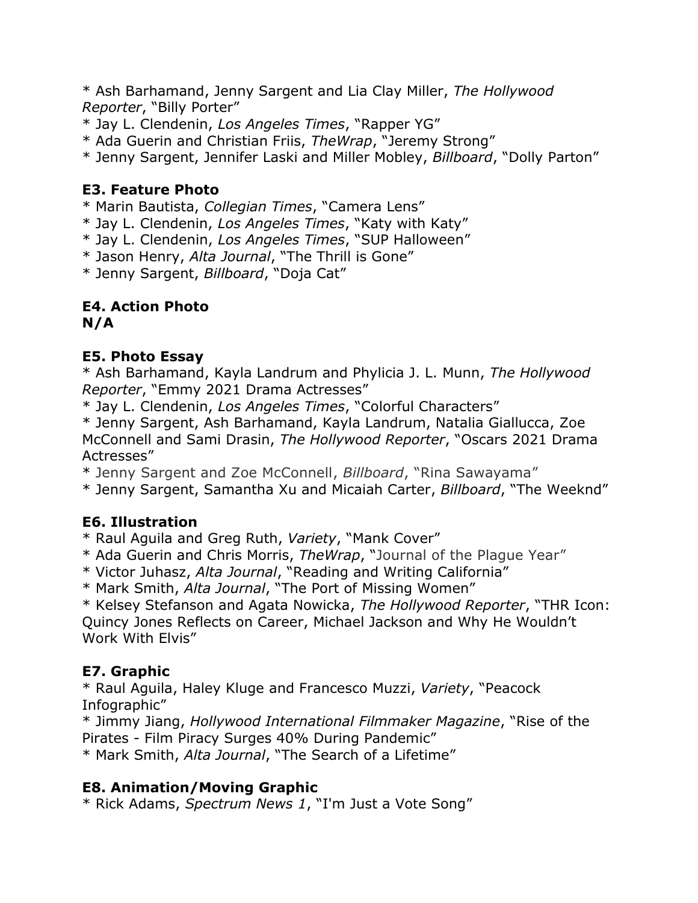* Ash Barhamand, Jenny Sargent and Lia Clay Miller, *The Hollywood Reporter*, “Billy Porter”
* Jay L. Clendenin, *Los Angeles Times*, “Rapper YG”
* Ada Guerin and Christian Friis, *TheWrap*, “Jeremy Strong”
* Jenny Sargent, Jennifer Laski and Miller Mobley, *Billboard*, “Dolly Parton”

### E3. Feature Photo

* Marin Bautista, *Collegian Times*, “Camera Lens”
* Jay L. Clendenin, *Los Angeles Times*, “Katy with Katy”
* Jay L. Clendenin, *Los Angeles Times*, “SUP Halloween”
* Jason Henry, *Alta Journal*, “The Thrill is Gone”
* Jenny Sargent, *Billboard*, “Doja Cat”

### E4. Action Photo
**N/A**

### E5. Photo Essay

* Ash Barhamand, Kayla Landrum and Phylicia J. L. Munn, *The Hollywood Reporter*, “Emmy 2021 Drama Actresses”
* Jay L. Clendenin, *Los Angeles Times*, “Colorful Characters”
* Jenny Sargent, Ash Barhamand, Kayla Landrum, Natalia Giallucca, Zoe McConnell and Sami Drasin, *The Hollywood Reporter*, “Oscars 2021 Drama Actresses”
* Jenny Sargent and Zoe McConnell, *Billboard*, “Rina Sawayama”
* Jenny Sargent, Samantha Xu and Micaiah Carter, *Billboard*, “The Weeknd”

### E6. Illustration

* Raul Aguila and Greg Ruth, *Variety*, “Mank Cover”
* Ada Guerin and Chris Morris, *TheWrap*, “Journal of the Plague Year”
* Victor Juhasz, *Alta Journal*, “Reading and Writing California”
* Mark Smith, *Alta Journal*, “The Port of Missing Women”
* Kelsey Stefanson and Agata Nowicka, *The Hollywood Reporter*, “THR Icon: Quincy Jones Reflects on Career, Michael Jackson and Why He Wouldn’t Work With Elvis”

### E7. Graphic

* Raul Aguila, Haley Kluge and Francesco Muzzi, *Variety*, “Peacock Infographic”
* Jimmy Jiang, *Hollywood International Filmmaker Magazine*, “Rise of the Pirates - Film Piracy Surges 40% During Pandemic”
* Mark Smith, *Alta Journal*, “The Search of a Lifetime”

### E8. Animation/Moving Graphic

* Rick Adams, *Spectrum News 1*, “I'm Just a Vote Song”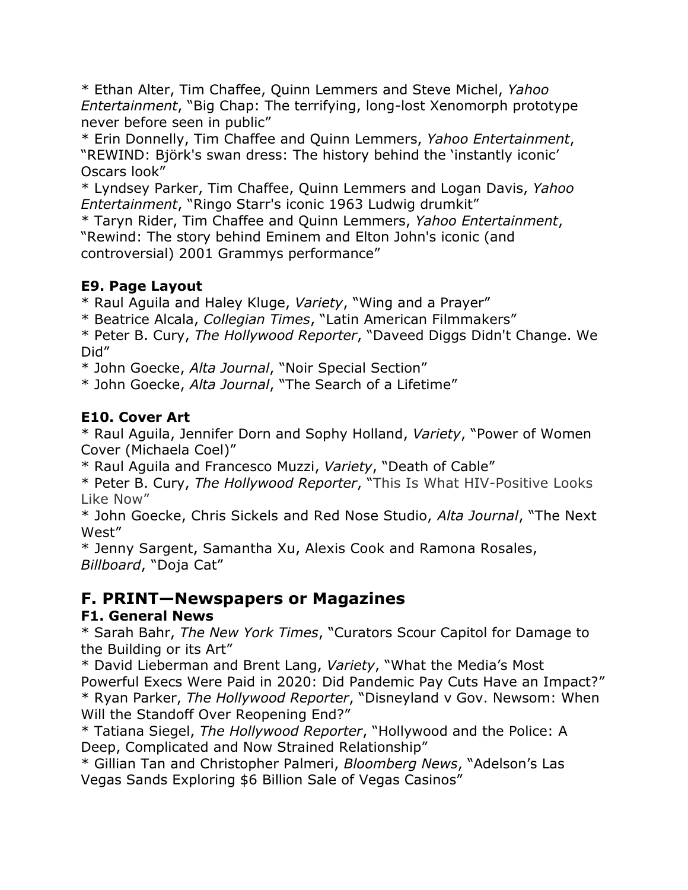* Ethan Alter, Tim Chaffee, Quinn Lemmers and Steve Michel, *Yahoo Entertainment*, "Big Chap: The terrifying, long-lost Xenomorph prototype never before seen in public"
* Erin Donnelly, Tim Chaffee and Quinn Lemmers, *Yahoo Entertainment*, "REWIND: Björk's swan dress: The history behind the 'instantly iconic' Oscars look"
* Lyndsey Parker, Tim Chaffee, Quinn Lemmers and Logan Davis, *Yahoo Entertainment*, "Ringo Starr's iconic 1963 Ludwig drumkit"
* Taryn Rider, Tim Chaffee and Quinn Lemmers, *Yahoo Entertainment*, "Rewind: The story behind Eminem and Elton John's iconic (and controversial) 2001 Grammys performance"

### E9. Page Layout
* Raul Aguila and Haley Kluge, *Variety*, "Wing and a Prayer"
* Beatrice Alcala, *Collegian Times*, "Latin American Filmmakers"
* Peter B. Cury, *The Hollywood Reporter*, "Daveed Diggs Didn't Change. We Did"
* John Goecke, *Alta Journal*, "Noir Special Section"
* John Goecke, *Alta Journal*, "The Search of a Lifetime"

### E10. Cover Art
* Raul Aguila, Jennifer Dorn and Sophy Holland, *Variety*, "Power of Women Cover (Michaela Coel)"
* Raul Aguila and Francesco Muzzi, *Variety*, "Death of Cable"
* Peter B. Cury, *The Hollywood Reporter*, "This Is What HIV-Positive Looks Like Now"
* John Goecke, Chris Sickels and Red Nose Studio, *Alta Journal*, "The Next West"
* Jenny Sargent, Samantha Xu, Alexis Cook and Ramona Rosales, *Billboard*, "Doja Cat"

## F. PRINT—Newspapers or Magazines

### F1. General News
* Sarah Bahr, *The New York Times*, "Curators Scour Capitol for Damage to the Building or its Art"
* David Lieberman and Brent Lang, *Variety*, "What the Media's Most Powerful Execs Were Paid in 2020: Did Pandemic Pay Cuts Have an Impact?"
* Ryan Parker, *The Hollywood Reporter*, "Disneyland v Gov. Newsom: When Will the Standoff Over Reopening End?"
* Tatiana Siegel, *The Hollywood Reporter*, "Hollywood and the Police: A Deep, Complicated and Now Strained Relationship"
* Gillian Tan and Christopher Palmeri, *Bloomberg News*, "Adelson's Las Vegas Sands Exploring $6 Billion Sale of Vegas Casinos"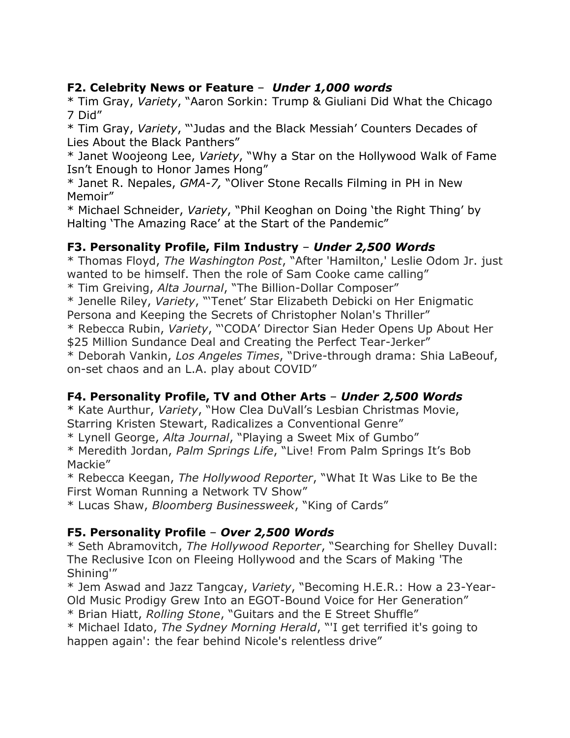**F2. Celebrity News or Feature** – ***Under 1,000 words***

* Tim Gray, *Variety*, "Aaron Sorkin: Trump & Giuliani Did What the Chicago 7 Did"
* Tim Gray, *Variety*, "'Judas and the Black Messiah' Counters Decades of Lies About the Black Panthers"
* Janet Woojeong Lee, *Variety*, "Why a Star on the Hollywood Walk of Fame Isn't Enough to Honor James Hong"
* Janet R. Nepales, *GMA-7,* "Oliver Stone Recalls Filming in PH in New Memoir"
* Michael Schneider, *Variety*, "Phil Keoghan on Doing 'the Right Thing' by Halting 'The Amazing Race' at the Start of the Pandemic"

**F3. Personality Profile, Film Industry** – ***Under 2,500 Words***

* Thomas Floyd, *The Washington Post*, "After 'Hamilton,' Leslie Odom Jr. just wanted to be himself. Then the role of Sam Cooke came calling"
* Tim Greiving, *Alta Journal*, "The Billion-Dollar Composer"
* Jenelle Riley, *Variety*, "'Tenet' Star Elizabeth Debicki on Her Enigmatic Persona and Keeping the Secrets of Christopher Nolan's Thriller"
* Rebecca Rubin, *Variety*, "'CODA' Director Sian Heder Opens Up About Her $25 Million Sundance Deal and Creating the Perfect Tear-Jerker"
* Deborah Vankin, *Los Angeles Times*, "Drive-through drama: Shia LaBeouf, on-set chaos and an L.A. play about COVID"

**F4. Personality Profile, TV and Other Arts** – ***Under 2,500 Words***

* Kate Aurthur, *Variety*, "How Clea DuVall's Lesbian Christmas Movie, Starring Kristen Stewart, Radicalizes a Conventional Genre"
* Lynell George, *Alta Journal*, "Playing a Sweet Mix of Gumbo"
* Meredith Jordan, *Palm Springs Life*, "Live! From Palm Springs It's Bob Mackie"
* Rebecca Keegan, *The Hollywood Reporter*, "What It Was Like to Be the First Woman Running a Network TV Show"
* Lucas Shaw, *Bloomberg Businessweek*, "King of Cards"

**F5. Personality Profile** – ***Over 2,500 Words***

* Seth Abramovitch, *The Hollywood Reporter*, "Searching for Shelley Duvall: The Reclusive Icon on Fleeing Hollywood and the Scars of Making 'The Shining'"
* Jem Aswad and Jazz Tangcay, *Variety*, "Becoming H.E.R.: How a 23-Year-Old Music Prodigy Grew Into an EGOT-Bound Voice for Her Generation"
* Brian Hiatt, *Rolling Stone*, "Guitars and the E Street Shuffle"
* Michael Idato, *The Sydney Morning Herald*, "'I get terrified it's going to happen again': the fear behind Nicole's relentless drive"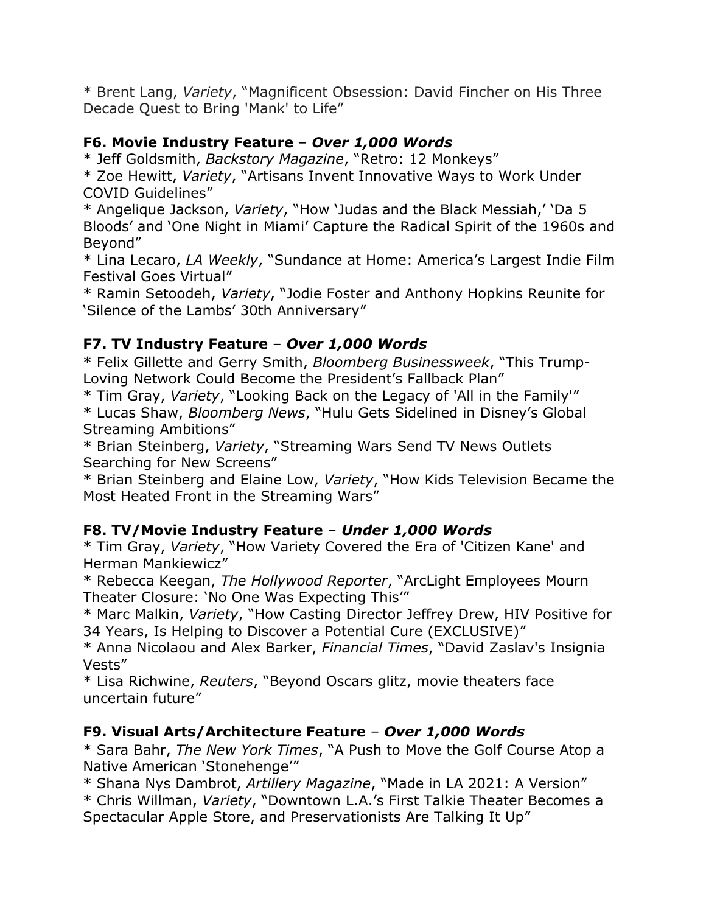* Brent Lang, *Variety*, "Magnificent Obsession: David Fincher on His Three Decade Quest to Bring 'Mank' to Life"

### F6. Movie Industry Feature – *Over 1,000 Words*

* Jeff Goldsmith, *Backstory Magazine*, "Retro: 12 Monkeys"
* Zoe Hewitt, *Variety*, "Artisans Invent Innovative Ways to Work Under COVID Guidelines"
* Angelique Jackson, *Variety*, "How 'Judas and the Black Messiah,' 'Da 5 Bloods' and 'One Night in Miami' Capture the Radical Spirit of the 1960s and Beyond"
* Lina Lecaro, *LA Weekly*, "Sundance at Home: America's Largest Indie Film Festival Goes Virtual"
* Ramin Setoodeh, *Variety*, "Jodie Foster and Anthony Hopkins Reunite for 'Silence of the Lambs' 30th Anniversary"

### F7. TV Industry Feature – *Over 1,000 Words*

* Felix Gillette and Gerry Smith, *Bloomberg Businessweek*, "This Trump-Loving Network Could Become the President's Fallback Plan"
* Tim Gray, *Variety*, "Looking Back on the Legacy of 'All in the Family'"
* Lucas Shaw, *Bloomberg News*, "Hulu Gets Sidelined in Disney's Global Streaming Ambitions"
* Brian Steinberg, *Variety*, "Streaming Wars Send TV News Outlets Searching for New Screens"
* Brian Steinberg and Elaine Low, *Variety*, "How Kids Television Became the Most Heated Front in the Streaming Wars"

### F8. TV/Movie Industry Feature – *Under 1,000 Words*

* Tim Gray, *Variety*, "How Variety Covered the Era of 'Citizen Kane' and Herman Mankiewicz"
* Rebecca Keegan, *The Hollywood Reporter*, "ArcLight Employees Mourn Theater Closure: 'No One Was Expecting This'"
* Marc Malkin, *Variety*, "How Casting Director Jeffrey Drew, HIV Positive for 34 Years, Is Helping to Discover a Potential Cure (EXCLUSIVE)"
* Anna Nicolaou and Alex Barker, *Financial Times*, "David Zaslav's Insignia Vests"
* Lisa Richwine, *Reuters*, "Beyond Oscars glitz, movie theaters face uncertain future"

### F9. Visual Arts/Architecture Feature – *Over 1,000 Words*

* Sara Bahr, *The New York Times*, "A Push to Move the Golf Course Atop a Native American 'Stonehenge'"
* Shana Nys Dambrot, *Artillery Magazine*, "Made in LA 2021: A Version"
* Chris Willman, *Variety*, "Downtown L.A.'s First Talkie Theater Becomes a Spectacular Apple Store, and Preservationists Are Talking It Up"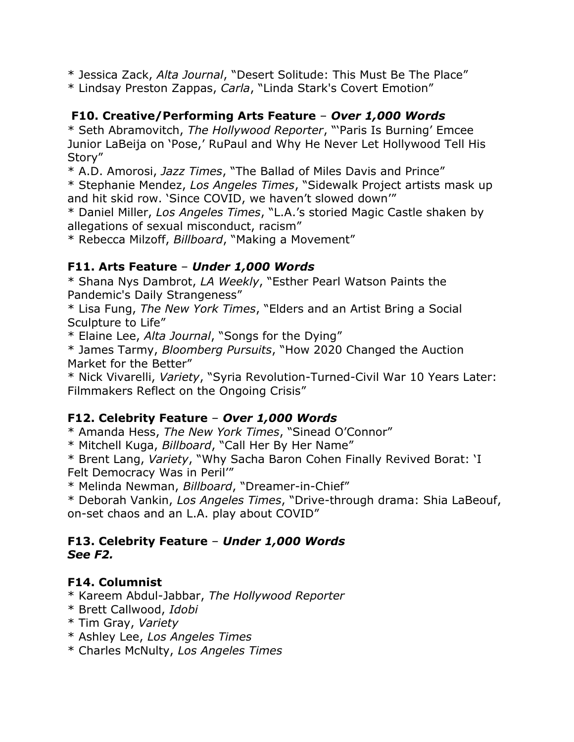* Jessica Zack, *Alta Journal*, “Desert Solitude: This Must Be The Place”
* Lindsay Preston Zappas, *Carla*, “Linda Stark's Covert Emotion”

### F10. Creative/Performing Arts Feature – *Over 1,000 Words*

* Seth Abramovitch, *The Hollywood Reporter*, “‘Paris Is Burning’ Emcee Junior LaBeija on ‘Pose,’ RuPaul and Why He Never Let Hollywood Tell His Story”
* A.D. Amorosi, *Jazz Times*, “The Ballad of Miles Davis and Prince”
* Stephanie Mendez, *Los Angeles Times*, “Sidewalk Project artists mask up and hit skid row. ‘Since COVID, we haven’t slowed down’”
* Daniel Miller, *Los Angeles Times*, “L.A.’s storied Magic Castle shaken by allegations of sexual misconduct, racism”
* Rebecca Milzoff, *Billboard*, “Making a Movement”

### F11. Arts Feature – *Under 1,000 Words*

* Shana Nys Dambrot, *LA Weekly*, “Esther Pearl Watson Paints the Pandemic's Daily Strangeness”
* Lisa Fung, *The New York Times*, “Elders and an Artist Bring a Social Sculpture to Life”
* Elaine Lee, *Alta Journal*, “Songs for the Dying”
* James Tarmy, *Bloomberg Pursuits*, “How 2020 Changed the Auction Market for the Better”
* Nick Vivarelli, *Variety*, “Syria Revolution-Turned-Civil War 10 Years Later: Filmmakers Reflect on the Ongoing Crisis”

### F12. Celebrity Feature – *Over 1,000 Words*

* Amanda Hess, *The New York Times*, “Sinead O’Connor”
* Mitchell Kuga, *Billboard*, “Call Her By Her Name”
* Brent Lang, *Variety*, “Why Sacha Baron Cohen Finally Revived Borat: ‘I Felt Democracy Was in Peril’”
* Melinda Newman, *Billboard*, “Dreamer-in-Chief”
* Deborah Vankin, *Los Angeles Times*, “Drive-through drama: Shia LaBeouf, on-set chaos and an L.A. play about COVID”

### F13. Celebrity Feature – *Under 1,000 Words*
***See F2.***

### F14. Columnist

* Kareem Abdul-Jabbar, *The Hollywood Reporter*
* Brett Callwood, *Idobi*
* Tim Gray, *Variety*
* Ashley Lee, *Los Angeles Times*
* Charles McNulty, *Los Angeles Times*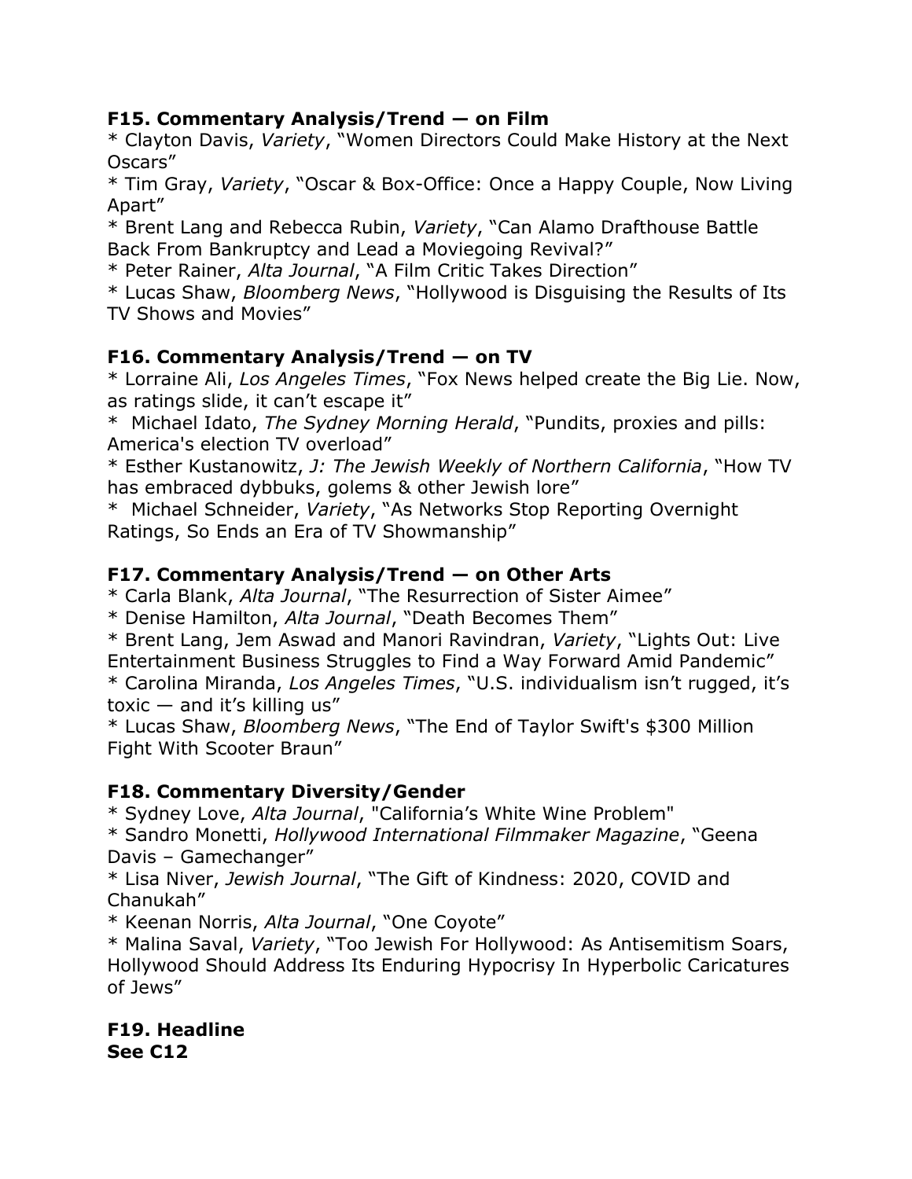**F15. Commentary Analysis/Trend — on Film**

* Clayton Davis, *Variety*, "Women Directors Could Make History at the Next Oscars"
* Tim Gray, *Variety*, "Oscar & Box-Office: Once a Happy Couple, Now Living Apart"
* Brent Lang and Rebecca Rubin, *Variety*, "Can Alamo Drafthouse Battle Back From Bankruptcy and Lead a Moviegoing Revival?"
* Peter Rainer, *Alta Journal*, "A Film Critic Takes Direction"
* Lucas Shaw, *Bloomberg News*, "Hollywood is Disguising the Results of Its TV Shows and Movies"

**F16. Commentary Analysis/Trend — on TV**

* Lorraine Ali, *Los Angeles Times*, "Fox News helped create the Big Lie. Now, as ratings slide, it can't escape it"
* Michael Idato, *The Sydney Morning Herald*, "Pundits, proxies and pills: America's election TV overload"
* Esther Kustanowitz, *J: The Jewish Weekly of Northern California*, "How TV has embraced dybbuks, golems & other Jewish lore"
* Michael Schneider, *Variety*, "As Networks Stop Reporting Overnight Ratings, So Ends an Era of TV Showmanship"

**F17. Commentary Analysis/Trend — on Other Arts**

* Carla Blank, *Alta Journal*, "The Resurrection of Sister Aimee"
* Denise Hamilton, *Alta Journal*, "Death Becomes Them"
* Brent Lang, Jem Aswad and Manori Ravindran, *Variety*, "Lights Out: Live Entertainment Business Struggles to Find a Way Forward Amid Pandemic"
* Carolina Miranda, *Los Angeles Times*, "U.S. individualism isn't rugged, it's toxic — and it's killing us"
* Lucas Shaw, *Bloomberg News*, "The End of Taylor Swift's $300 Million Fight With Scooter Braun"

**F18. Commentary Diversity/Gender**

* Sydney Love, *Alta Journal*, "California's White Wine Problem"
* Sandro Monetti, *Hollywood International Filmmaker Magazine*, "Geena Davis – Gamechanger"
* Lisa Niver, *Jewish Journal*, "The Gift of Kindness: 2020, COVID and Chanukah"
* Keenan Norris, *Alta Journal*, "One Coyote"
* Malina Saval, *Variety*, "Too Jewish For Hollywood: As Antisemitism Soars, Hollywood Should Address Its Enduring Hypocrisy In Hyperbolic Caricatures of Jews"

**F19. Headline**
**See C12**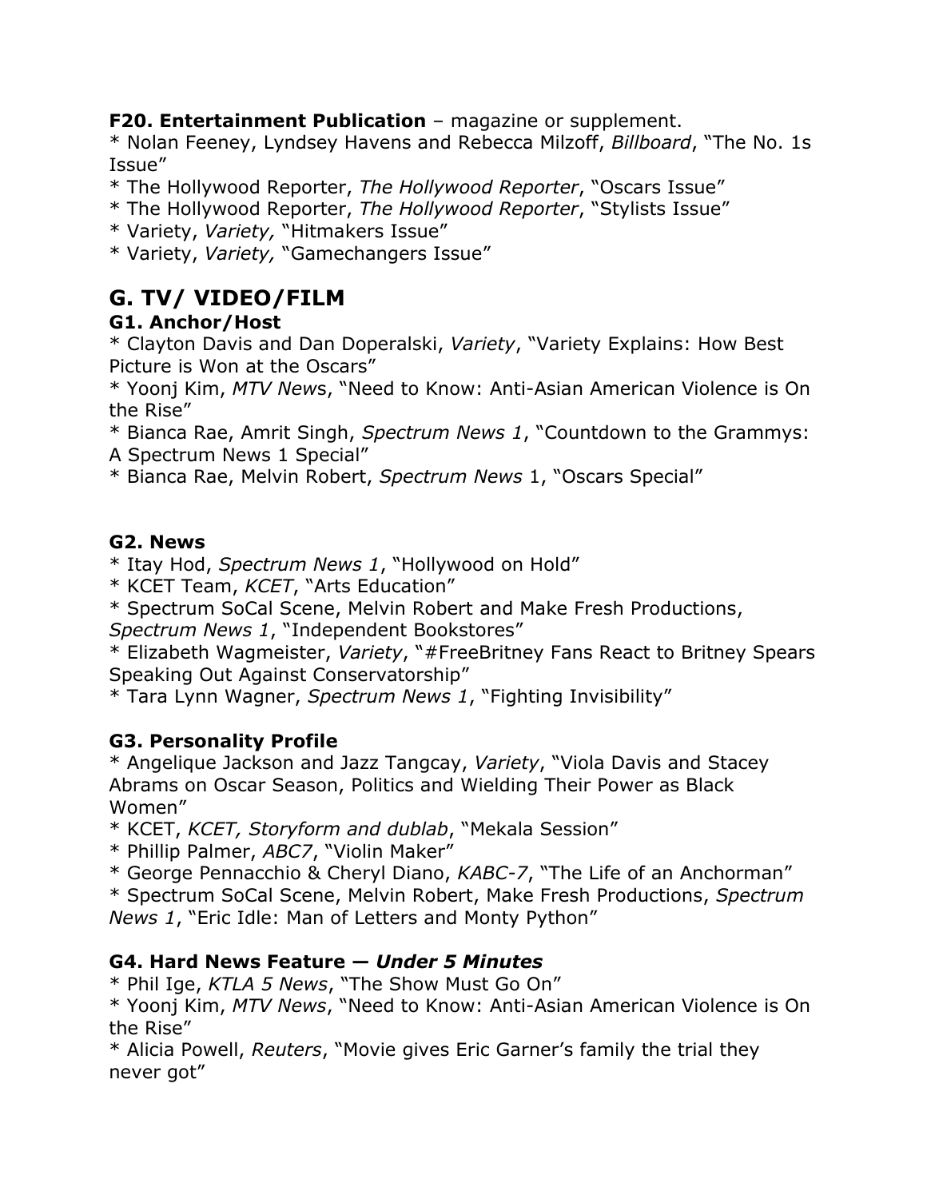**F20. Entertainment Publication** – magazine or supplement.

* Nolan Feeney, Lyndsey Havens and Rebecca Milzoff, *Billboard*, "The No. 1s Issue"
* The Hollywood Reporter, *The Hollywood Reporter*, "Oscars Issue"
* The Hollywood Reporter, *The Hollywood Reporter*, "Stylists Issue"
* Variety, *Variety,* "Hitmakers Issue"
* Variety, *Variety,* "Gamechangers Issue"

## G. TV/ VIDEO/FILM

### G1. Anchor/Host

* Clayton Davis and Dan Doperalski, *Variety*, "Variety Explains: How Best Picture is Won at the Oscars"
* Yoonj Kim, *MTV News*, "Need to Know: Anti-Asian American Violence is On the Rise"
* Bianca Rae, Amrit Singh, *Spectrum News 1*, "Countdown to the Grammys: A Spectrum News 1 Special"
* Bianca Rae, Melvin Robert, *Spectrum News* 1, "Oscars Special"

### G2. News

* Itay Hod, *Spectrum News 1*, "Hollywood on Hold"
* KCET Team, *KCET*, "Arts Education"
* Spectrum SoCal Scene, Melvin Robert and Make Fresh Productions, *Spectrum News 1*, "Independent Bookstores"
* Elizabeth Wagmeister, *Variety*, "#FreeBritney Fans React to Britney Spears Speaking Out Against Conservatorship"
* Tara Lynn Wagner, *Spectrum News 1*, "Fighting Invisibility"

### G3. Personality Profile

* Angelique Jackson and Jazz Tangcay, *Variety*, "Viola Davis and Stacey Abrams on Oscar Season, Politics and Wielding Their Power as Black Women"
* KCET, *KCET, Storyform and dublab*, "Mekala Session"
* Phillip Palmer, *ABC7*, "Violin Maker"
* George Pennacchio & Cheryl Diano, *KABC-7*, "The Life of an Anchorman"
* Spectrum SoCal Scene, Melvin Robert, Make Fresh Productions, *Spectrum News 1*, "Eric Idle: Man of Letters and Monty Python"

### G4. Hard News Feature — *Under 5 Minutes*

* Phil Ige, *KTLA 5 News*, "The Show Must Go On"
* Yoonj Kim, *MTV News*, "Need to Know: Anti-Asian American Violence is On the Rise"
* Alicia Powell, *Reuters*, "Movie gives Eric Garner's family the trial they never got"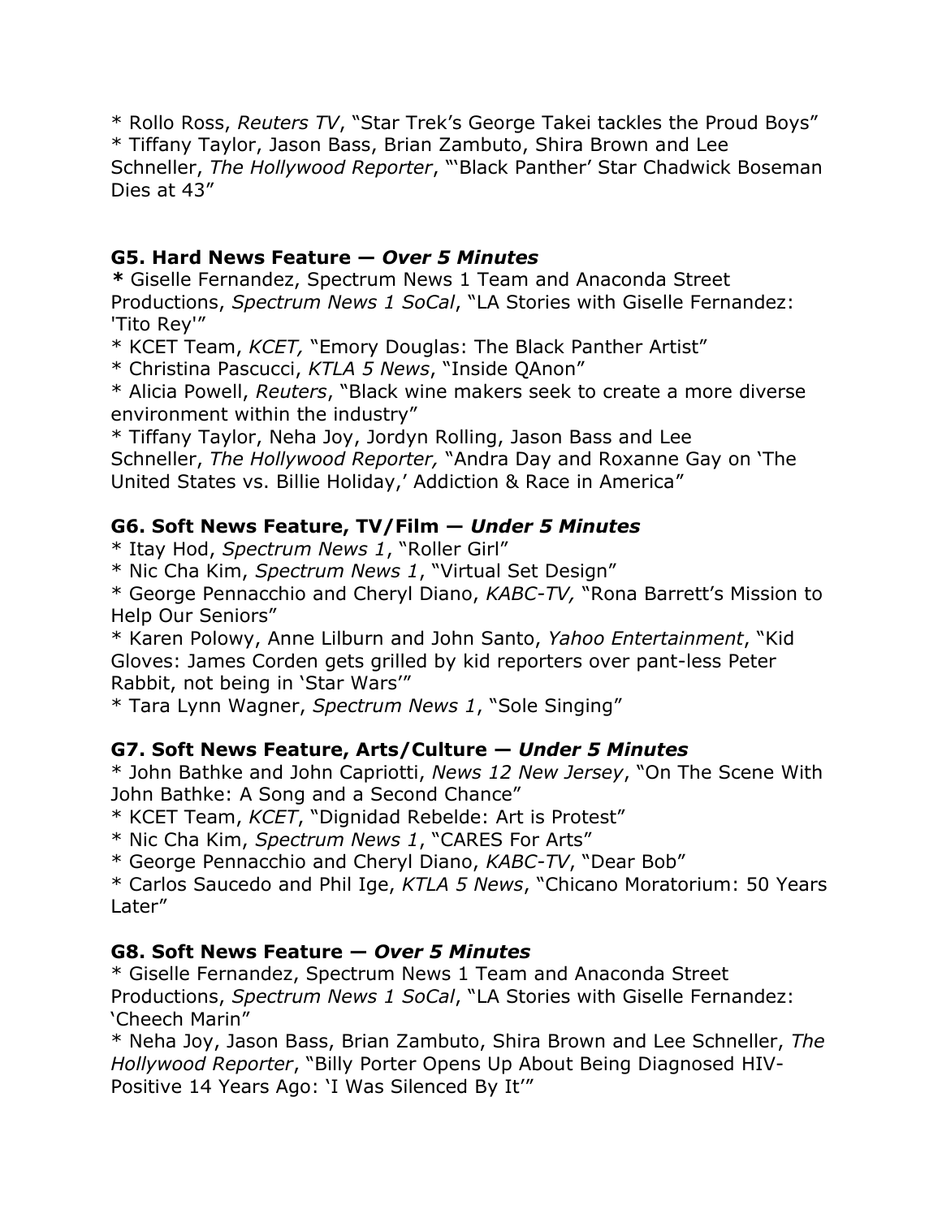* Rollo Ross, *Reuters TV*, "Star Trek's George Takei tackles the Proud Boys"
* Tiffany Taylor, Jason Bass, Brian Zambuto, Shira Brown and Lee Schneller, *The Hollywood Reporter*, "'Black Panther' Star Chadwick Boseman Dies at 43"

### G5. Hard News Feature — *Over 5 Minutes*

* Giselle Fernandez, Spectrum News 1 Team and Anaconda Street Productions, *Spectrum News 1 SoCal*, "LA Stories with Giselle Fernandez: 'Tito Rey'"
* KCET Team, *KCET,* "Emory Douglas: The Black Panther Artist"
* Christina Pascucci, *KTLA 5 News*, "Inside QAnon"
* Alicia Powell, *Reuters*, "Black wine makers seek to create a more diverse environment within the industry"
* Tiffany Taylor, Neha Joy, Jordyn Rolling, Jason Bass and Lee Schneller, *The Hollywood Reporter,* "Andra Day and Roxanne Gay on 'The United States vs. Billie Holiday,' Addiction & Race in America"

### G6. Soft News Feature, TV/Film — *Under 5 Minutes*

* Itay Hod, *Spectrum News 1*, "Roller Girl"
* Nic Cha Kim, *Spectrum News 1*, "Virtual Set Design"
* George Pennacchio and Cheryl Diano, *KABC-TV,* "Rona Barrett's Mission to Help Our Seniors"
* Karen Polowy, Anne Lilburn and John Santo, *Yahoo Entertainment*, "Kid Gloves: James Corden gets grilled by kid reporters over pant-less Peter Rabbit, not being in 'Star Wars'"
* Tara Lynn Wagner, *Spectrum News 1*, "Sole Singing"

### G7. Soft News Feature, Arts/Culture — *Under 5 Minutes*

* John Bathke and John Capriotti, *News 12 New Jersey*, "On The Scene With John Bathke: A Song and a Second Chance"
* KCET Team, *KCET*, "Dignidad Rebelde: Art is Protest"
* Nic Cha Kim, *Spectrum News 1*, "CARES For Arts"
* George Pennacchio and Cheryl Diano, *KABC-TV*, "Dear Bob"
* Carlos Saucedo and Phil Ige, *KTLA 5 News*, "Chicano Moratorium: 50 Years Later"

### G8. Soft News Feature — *Over 5 Minutes*

* Giselle Fernandez, Spectrum News 1 Team and Anaconda Street Productions, *Spectrum News 1 SoCal*, "LA Stories with Giselle Fernandez: 'Cheech Marin"
* Neha Joy, Jason Bass, Brian Zambuto, Shira Brown and Lee Schneller, *The Hollywood Reporter*, "Billy Porter Opens Up About Being Diagnosed HIV-Positive 14 Years Ago: 'I Was Silenced By It'"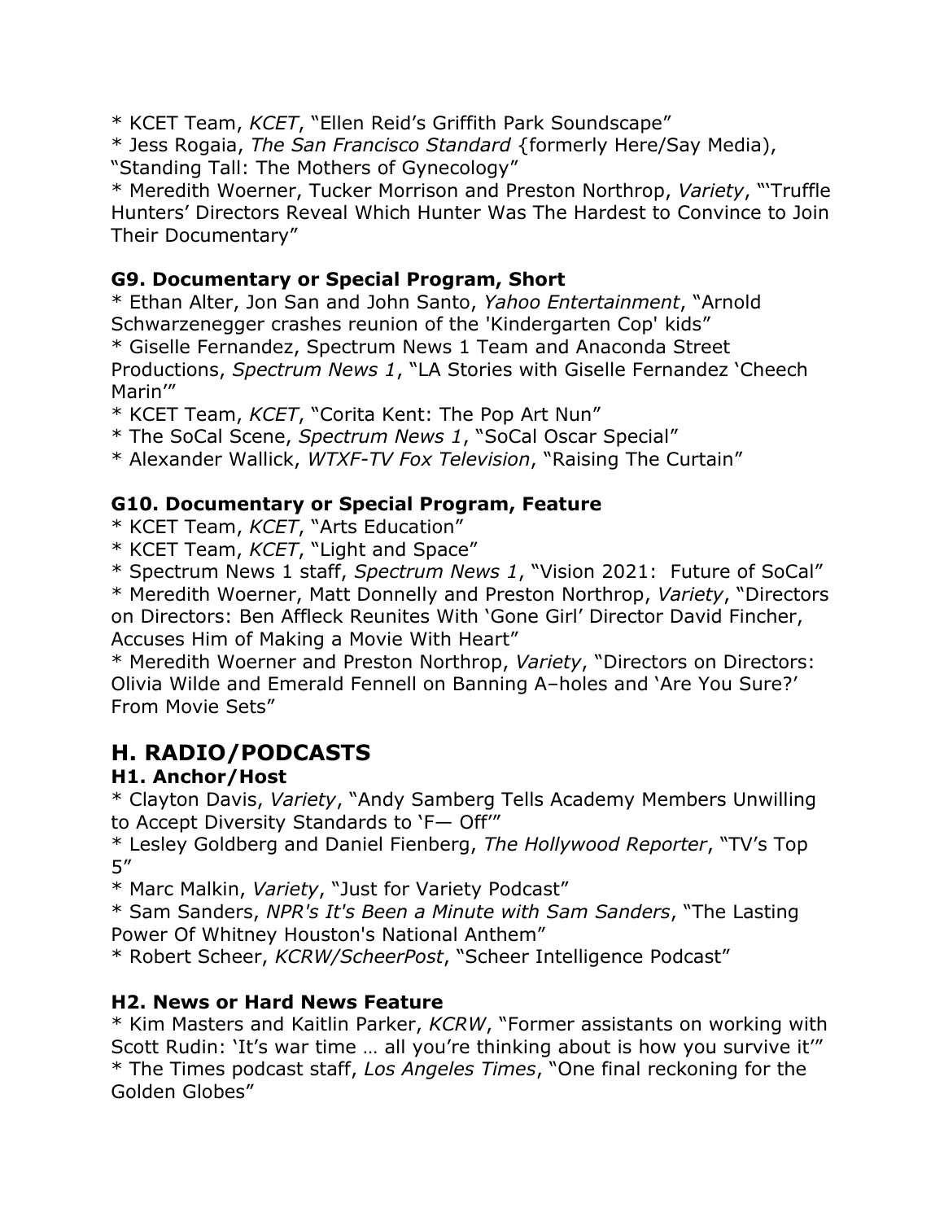* KCET Team, *KCET*, "Ellen Reid's Griffith Park Soundscape"
* Jess Rogaia, *The San Francisco Standard* {formerly Here/Say Media), "Standing Tall: The Mothers of Gynecology"
* Meredith Woerner, Tucker Morrison and Preston Northrop, *Variety*, "'Truffle Hunters' Directors Reveal Which Hunter Was The Hardest to Convince to Join Their Documentary"

### G9. Documentary or Special Program, Short

* Ethan Alter, Jon San and John Santo, *Yahoo Entertainment*, "Arnold Schwarzenegger crashes reunion of the 'Kindergarten Cop' kids"
* Giselle Fernandez, Spectrum News 1 Team and Anaconda Street Productions, *Spectrum News 1*, "LA Stories with Giselle Fernandez 'Cheech Marin'"
* KCET Team, *KCET*, "Corita Kent: The Pop Art Nun"
* The SoCal Scene, *Spectrum News 1*, "SoCal Oscar Special"
* Alexander Wallick, *WTXF-TV Fox Television*, "Raising The Curtain"

### G10. Documentary or Special Program, Feature

* KCET Team, *KCET*, "Arts Education"
* KCET Team, *KCET*, "Light and Space"
* Spectrum News 1 staff, *Spectrum News 1*, "Vision 2021: Future of SoCal"
* Meredith Woerner, Matt Donnelly and Preston Northrop, *Variety*, "Directors on Directors: Ben Affleck Reunites With 'Gone Girl' Director David Fincher, Accuses Him of Making a Movie With Heart"
* Meredith Woerner and Preston Northrop, *Variety*, "Directors on Directors: Olivia Wilde and Emerald Fennell on Banning A–holes and 'Are You Sure?' From Movie Sets"

## H. RADIO/PODCASTS

### H1. Anchor/Host

* Clayton Davis, *Variety*, "Andy Samberg Tells Academy Members Unwilling to Accept Diversity Standards to 'F— Off'"
* Lesley Goldberg and Daniel Fienberg, *The Hollywood Reporter*, "TV's Top 5"
* Marc Malkin, *Variety*, "Just for Variety Podcast"
* Sam Sanders, *NPR's It's Been a Minute with Sam Sanders*, "The Lasting Power Of Whitney Houston's National Anthem"
* Robert Scheer, *KCRW/ScheerPost*, "Scheer Intelligence Podcast"

### H2. News or Hard News Feature

* Kim Masters and Kaitlin Parker, *KCRW*, "Former assistants on working with Scott Rudin: 'It's war time … all you're thinking about is how you survive it'"
* The Times podcast staff, *Los Angeles Times*, "One final reckoning for the Golden Globes"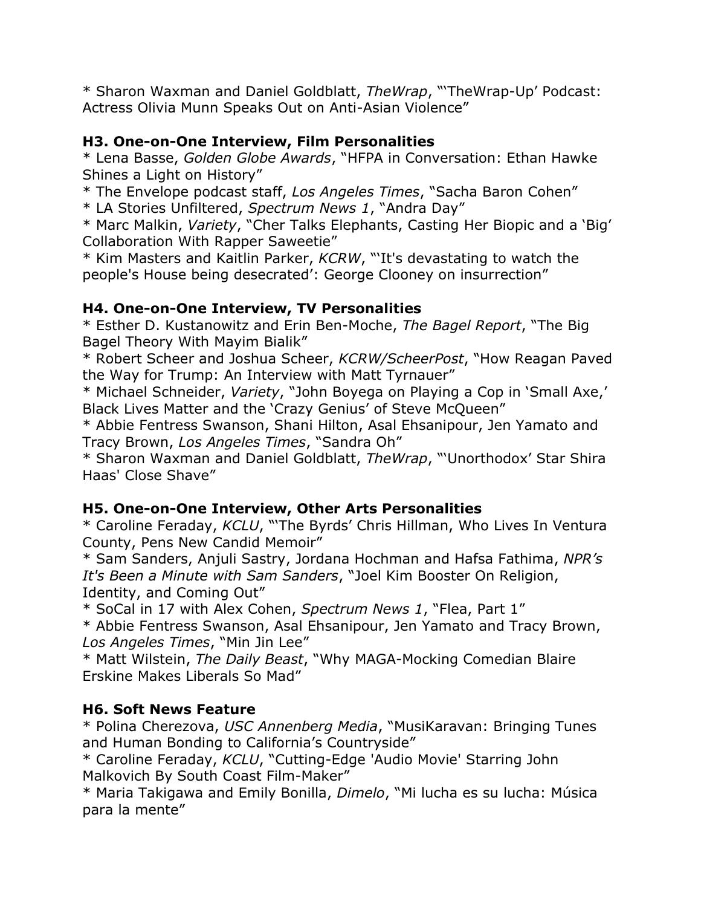* Sharon Waxman and Daniel Goldblatt, *TheWrap*, "'TheWrap-Up' Podcast: Actress Olivia Munn Speaks Out on Anti-Asian Violence"

### H3. One-on-One Interview, Film Personalities

* Lena Basse, *Golden Globe Awards*, "HFPA in Conversation: Ethan Hawke Shines a Light on History"
* The Envelope podcast staff, *Los Angeles Times*, "Sacha Baron Cohen"
* LA Stories Unfiltered, *Spectrum News 1*, "Andra Day"
* Marc Malkin, *Variety*, "Cher Talks Elephants, Casting Her Biopic and a 'Big' Collaboration With Rapper Saweetie"
* Kim Masters and Kaitlin Parker, *KCRW*, "'It's devastating to watch the people's House being desecrated': George Clooney on insurrection"

### H4. One-on-One Interview, TV Personalities

* Esther D. Kustanowitz and Erin Ben-Moche, *The Bagel Report*, "The Big Bagel Theory With Mayim Bialik"
* Robert Scheer and Joshua Scheer, *KCRW/ScheerPost*, "How Reagan Paved the Way for Trump: An Interview with Matt Tyrnauer"
* Michael Schneider, *Variety*, "John Boyega on Playing a Cop in 'Small Axe,' Black Lives Matter and the 'Crazy Genius' of Steve McQueen"
* Abbie Fentress Swanson, Shani Hilton, Asal Ehsanipour, Jen Yamato and Tracy Brown, *Los Angeles Times*, "Sandra Oh"
* Sharon Waxman and Daniel Goldblatt, *TheWrap*, "'Unorthodox' Star Shira Haas' Close Shave"

### H5. One-on-One Interview, Other Arts Personalities

* Caroline Feraday, *KCLU*, "'The Byrds' Chris Hillman, Who Lives In Ventura County, Pens New Candid Memoir"
* Sam Sanders, Anjuli Sastry, Jordana Hochman and Hafsa Fathima, *NPR's It's Been a Minute with Sam Sanders*, "Joel Kim Booster On Religion, Identity, and Coming Out"
* SoCal in 17 with Alex Cohen, *Spectrum News 1*, "Flea, Part 1"
* Abbie Fentress Swanson, Asal Ehsanipour, Jen Yamato and Tracy Brown, *Los Angeles Times*, "Min Jin Lee"
* Matt Wilstein, *The Daily Beast*, "Why MAGA-Mocking Comedian Blaire Erskine Makes Liberals So Mad"

### H6. Soft News Feature

* Polina Cherezova, *USC Annenberg Media*, "MusiKaravan: Bringing Tunes and Human Bonding to California's Countryside"
* Caroline Feraday, *KCLU*, "Cutting-Edge 'Audio Movie' Starring John Malkovich By South Coast Film-Maker"
* Maria Takigawa and Emily Bonilla, *Dimelo*, "Mi lucha es su lucha: Música para la mente"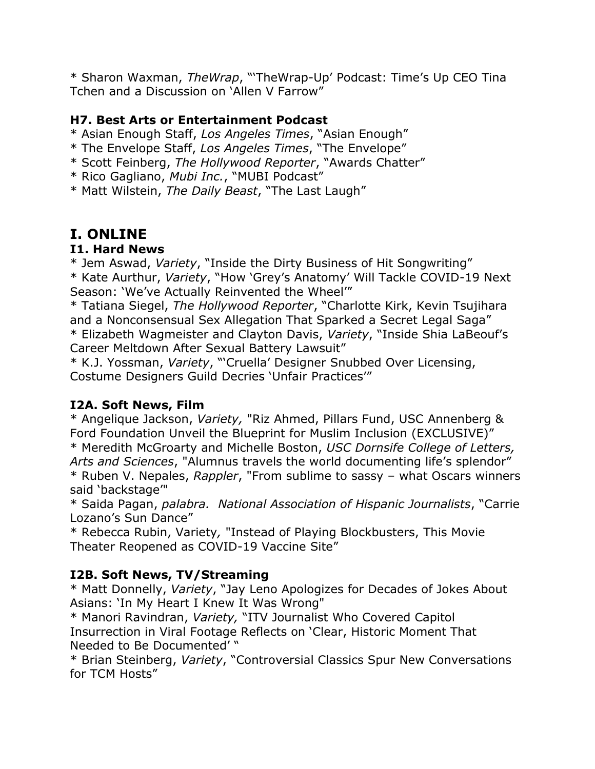* Sharon Waxman, *TheWrap*, "'TheWrap-Up' Podcast: Time's Up CEO Tina Tchen and a Discussion on 'Allen V Farrow"

### H7. Best Arts or Entertainment Podcast

* Asian Enough Staff, *Los Angeles Times*, "Asian Enough"
* The Envelope Staff, *Los Angeles Times*, "The Envelope"
* Scott Feinberg, *The Hollywood Reporter*, "Awards Chatter"
* Rico Gagliano, *Mubi Inc.*, "MUBI Podcast"
* Matt Wilstein, *The Daily Beast*, "The Last Laugh"

## I. ONLINE

### I1. Hard News

* Jem Aswad, *Variety*, "Inside the Dirty Business of Hit Songwriting"
* Kate Aurthur, *Variety*, "How 'Grey's Anatomy' Will Tackle COVID-19 Next Season: 'We've Actually Reinvented the Wheel'"
* Tatiana Siegel, *The Hollywood Reporter*, "Charlotte Kirk, Kevin Tsujihara and a Nonconsensual Sex Allegation That Sparked a Secret Legal Saga"
* Elizabeth Wagmeister and Clayton Davis, *Variety*, "Inside Shia LaBeouf's Career Meltdown After Sexual Battery Lawsuit"
* K.J. Yossman, *Variety*, "'Cruella' Designer Snubbed Over Licensing, Costume Designers Guild Decries 'Unfair Practices'"

### I2A. Soft News, Film

* Angelique Jackson, *Variety,* "Riz Ahmed, Pillars Fund, USC Annenberg & Ford Foundation Unveil the Blueprint for Muslim Inclusion (EXCLUSIVE)"
* Meredith McGroarty and Michelle Boston, *USC Dornsife College of Letters, Arts and Sciences*, "Alumnus travels the world documenting life's splendor"
* Ruben V. Nepales, *Rappler*, "From sublime to sassy – what Oscars winners said 'backstage'"
* Saida Pagan, *palabra. National Association of Hispanic Journalists*, "Carrie Lozano's Sun Dance"
* Rebecca Rubin, Variety*,* "Instead of Playing Blockbusters, This Movie Theater Reopened as COVID-19 Vaccine Site"

### I2B. Soft News, TV/Streaming

* Matt Donnelly, *Variety*, "Jay Leno Apologizes for Decades of Jokes About Asians: 'In My Heart I Knew It Was Wrong"
* Manori Ravindran, *Variety,* "ITV Journalist Who Covered Capitol Insurrection in Viral Footage Reflects on 'Clear, Historic Moment That Needed to Be Documented' "
* Brian Steinberg, *Variety*, "Controversial Classics Spur New Conversations for TCM Hosts"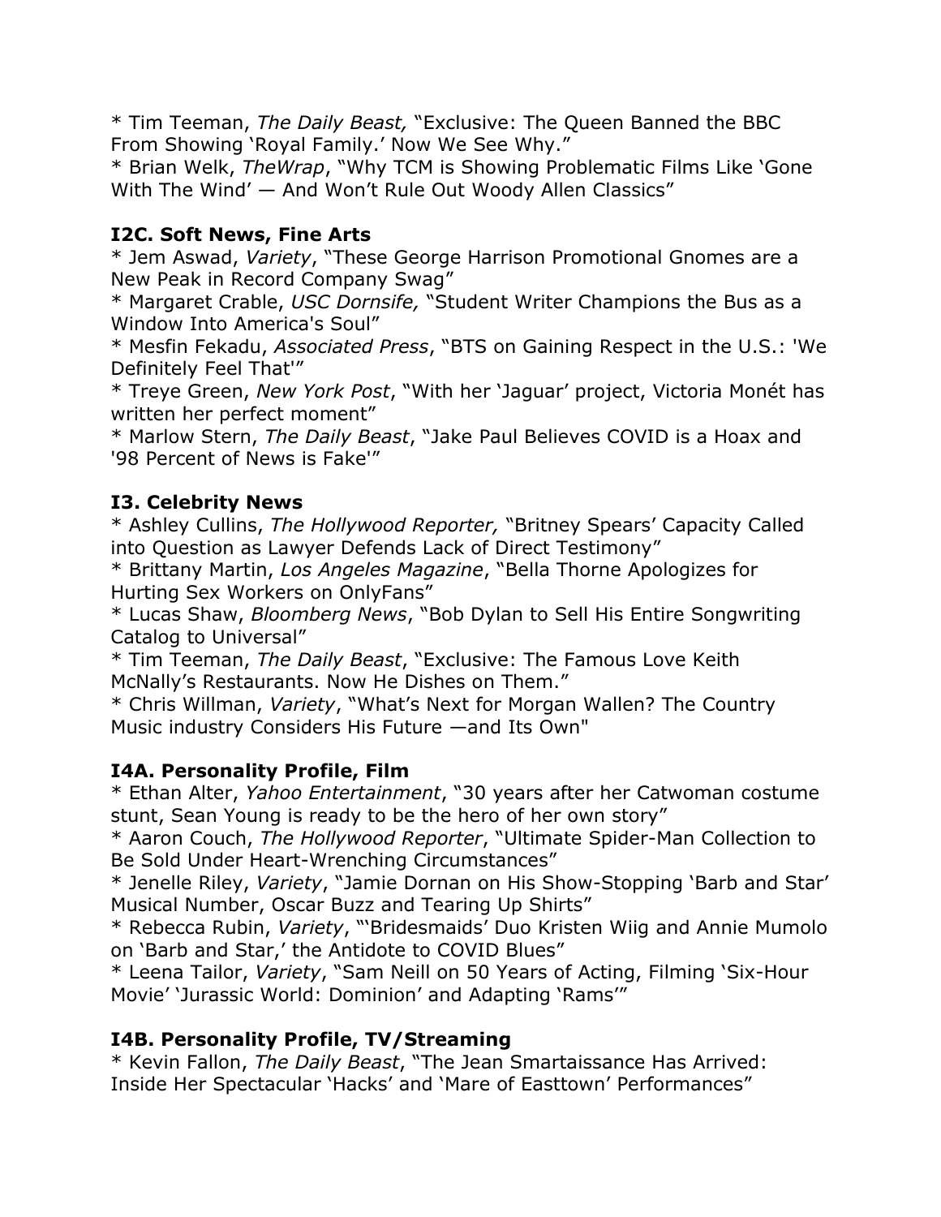* Tim Teeman, *The Daily Beast,* "Exclusive: The Queen Banned the BBC From Showing 'Royal Family.' Now We See Why."
* Brian Welk, *TheWrap*, "Why TCM is Showing Problematic Films Like 'Gone With The Wind' — And Won't Rule Out Woody Allen Classics"

**I2C. Soft News, Fine Arts**
* Jem Aswad, *Variety*, "These George Harrison Promotional Gnomes are a New Peak in Record Company Swag"
* Margaret Crable, *USC Dornsife,* "Student Writer Champions the Bus as a Window Into America's Soul"
* Mesfin Fekadu, *Associated Press*, "BTS on Gaining Respect in the U.S.: 'We Definitely Feel That'"
* Treye Green, *New York Post*, "With her 'Jaguar' project, Victoria Monét has written her perfect moment"
* Marlow Stern, *The Daily Beast*, "Jake Paul Believes COVID is a Hoax and '98 Percent of News is Fake'"

**I3. Celebrity News**
* Ashley Cullins, *The Hollywood Reporter,* "Britney Spears' Capacity Called into Question as Lawyer Defends Lack of Direct Testimony"
* Brittany Martin, *Los Angeles Magazine*, "Bella Thorne Apologizes for Hurting Sex Workers on OnlyFans"
* Lucas Shaw, *Bloomberg News*, "Bob Dylan to Sell His Entire Songwriting Catalog to Universal"
* Tim Teeman, *The Daily Beast*, "Exclusive: The Famous Love Keith McNally's Restaurants. Now He Dishes on Them."
* Chris Willman, *Variety*, "What's Next for Morgan Wallen? The Country Music industry Considers His Future —and Its Own"

**I4A. Personality Profile, Film**
* Ethan Alter, *Yahoo Entertainment*, "30 years after her Catwoman costume stunt, Sean Young is ready to be the hero of her own story"
* Aaron Couch, *The Hollywood Reporter*, "Ultimate Spider-Man Collection to Be Sold Under Heart-Wrenching Circumstances"
* Jenelle Riley, *Variety*, "Jamie Dornan on His Show-Stopping 'Barb and Star' Musical Number, Oscar Buzz and Tearing Up Shirts"
* Rebecca Rubin, *Variety*, "'Bridesmaids' Duo Kristen Wiig and Annie Mumolo on 'Barb and Star,' the Antidote to COVID Blues"
* Leena Tailor, *Variety*, "Sam Neill on 50 Years of Acting, Filming 'Six-Hour Movie' 'Jurassic World: Dominion' and Adapting 'Rams'"

**I4B. Personality Profile, TV/Streaming**
* Kevin Fallon, *The Daily Beast*, "The Jean Smartaissance Has Arrived: Inside Her Spectacular 'Hacks' and 'Mare of Easttown' Performances"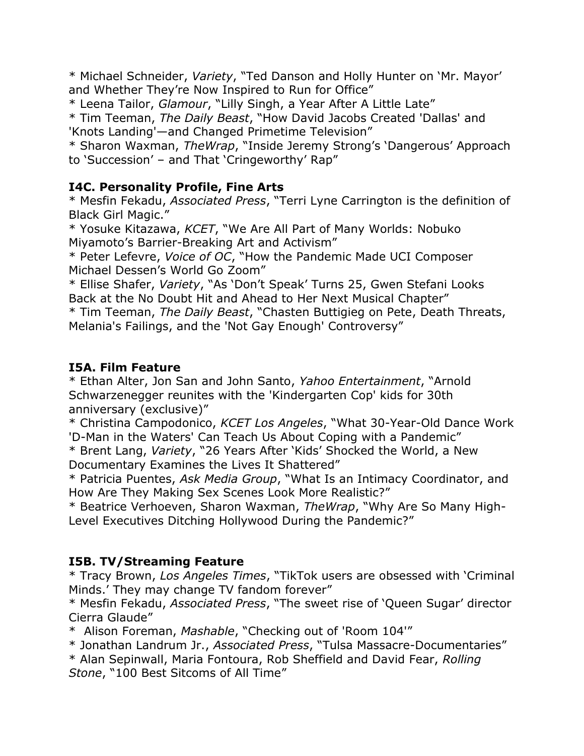* Michael Schneider, *Variety*, “Ted Danson and Holly Hunter on ‘Mr. Mayor’ and Whether They’re Now Inspired to Run for Office”
* Leena Tailor, *Glamour*, “Lilly Singh, a Year After A Little Late”
* Tim Teeman, *The Daily Beast*, “How David Jacobs Created 'Dallas' and 'Knots Landing'—and Changed Primetime Television”
* Sharon Waxman, *TheWrap*, “Inside Jeremy Strong’s ‘Dangerous’ Approach to ‘Succession’ – and That ‘Cringeworthy’ Rap”

**I4C. Personality Profile, Fine Arts**

* Mesfin Fekadu, *Associated Press*, “Terri Lyne Carrington is the definition of Black Girl Magic.”
* Yosuke Kitazawa, *KCET*, “We Are All Part of Many Worlds: Nobuko Miyamoto’s Barrier-Breaking Art and Activism”
* Peter Lefevre, *Voice of OC*, “How the Pandemic Made UCI Composer Michael Dessen’s World Go Zoom”
* Ellise Shafer, *Variety*, “As ‘Don’t Speak’ Turns 25, Gwen Stefani Looks Back at the No Doubt Hit and Ahead to Her Next Musical Chapter”
* Tim Teeman, *The Daily Beast*, “Chasten Buttigieg on Pete, Death Threats, Melania's Failings, and the 'Not Gay Enough' Controversy”

**I5A. Film Feature**

* Ethan Alter, Jon San and John Santo, *Yahoo Entertainment*, “Arnold Schwarzenegger reunites with the 'Kindergarten Cop' kids for 30th anniversary (exclusive)”
* Christina Campodonico, *KCET Los Angeles*, “What 30-Year-Old Dance Work 'D-Man in the Waters' Can Teach Us About Coping with a Pandemic”
* Brent Lang, *Variety*, “26 Years After ‘Kids’ Shocked the World, a New Documentary Examines the Lives It Shattered”
* Patricia Puentes, *Ask Media Group*, “What Is an Intimacy Coordinator, and How Are They Making Sex Scenes Look More Realistic?”
* Beatrice Verhoeven, Sharon Waxman, *TheWrap*, “Why Are So Many High-Level Executives Ditching Hollywood During the Pandemic?”

**I5B. TV/Streaming Feature**

* Tracy Brown, *Los Angeles Times*, “TikTok users are obsessed with ‘Criminal Minds.’ They may change TV fandom forever”
* Mesfin Fekadu, *Associated Press*, “The sweet rise of ‘Queen Sugar’ director Cierra Glaude”
* Alison Foreman, *Mashable*, “Checking out of 'Room 104'”
* Jonathan Landrum Jr., *Associated Press*, “Tulsa Massacre-Documentaries”
* Alan Sepinwall, Maria Fontoura, Rob Sheffield and David Fear, *Rolling Stone*, “100 Best Sitcoms of All Time”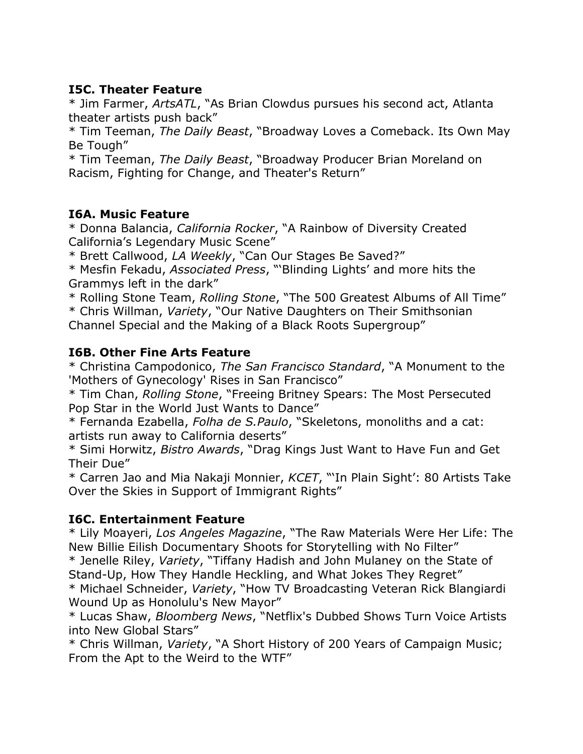**I5C. Theater Feature**
* Jim Farmer, *ArtsATL*, "As Brian Clowdus pursues his second act, Atlanta theater artists push back"
* Tim Teeman, *The Daily Beast*, "Broadway Loves a Comeback. Its Own May Be Tough"
* Tim Teeman, *The Daily Beast*, "Broadway Producer Brian Moreland on Racism, Fighting for Change, and Theater's Return"

**I6A. Music Feature**
* Donna Balancia, *California Rocker*, "A Rainbow of Diversity Created California's Legendary Music Scene"
* Brett Callwood, *LA Weekly*, "Can Our Stages Be Saved?"
* Mesfin Fekadu, *Associated Press*, "'Blinding Lights' and more hits the Grammys left in the dark"
* Rolling Stone Team, *Rolling Stone*, "The 500 Greatest Albums of All Time"
* Chris Willman, *Variety*, "Our Native Daughters on Their Smithsonian Channel Special and the Making of a Black Roots Supergroup"

**I6B. Other Fine Arts Feature**
* Christina Campodonico, *The San Francisco Standard*, "A Monument to the 'Mothers of Gynecology' Rises in San Francisco"
* Tim Chan, *Rolling Stone*, "Freeing Britney Spears: The Most Persecuted Pop Star in the World Just Wants to Dance"
* Fernanda Ezabella, *Folha de S.Paulo*, "Skeletons, monoliths and a cat: artists run away to California deserts"
* Simi Horwitz, *Bistro Awards*, "Drag Kings Just Want to Have Fun and Get Their Due"
* Carren Jao and Mia Nakaji Monnier, *KCET*, "'In Plain Sight': 80 Artists Take Over the Skies in Support of Immigrant Rights"

**I6C. Entertainment Feature**
* Lily Moayeri, *Los Angeles Magazine*, "The Raw Materials Were Her Life: The New Billie Eilish Documentary Shoots for Storytelling with No Filter"
* Jenelle Riley, *Variety*, "Tiffany Hadish and John Mulaney on the State of Stand-Up, How They Handle Heckling, and What Jokes They Regret"
* Michael Schneider, *Variety*, "How TV Broadcasting Veteran Rick Blangiardi Wound Up as Honolulu's New Mayor"
* Lucas Shaw, *Bloomberg News*, "Netflix's Dubbed Shows Turn Voice Artists into New Global Stars"
* Chris Willman, *Variety*, "A Short History of 200 Years of Campaign Music; From the Apt to the Weird to the WTF"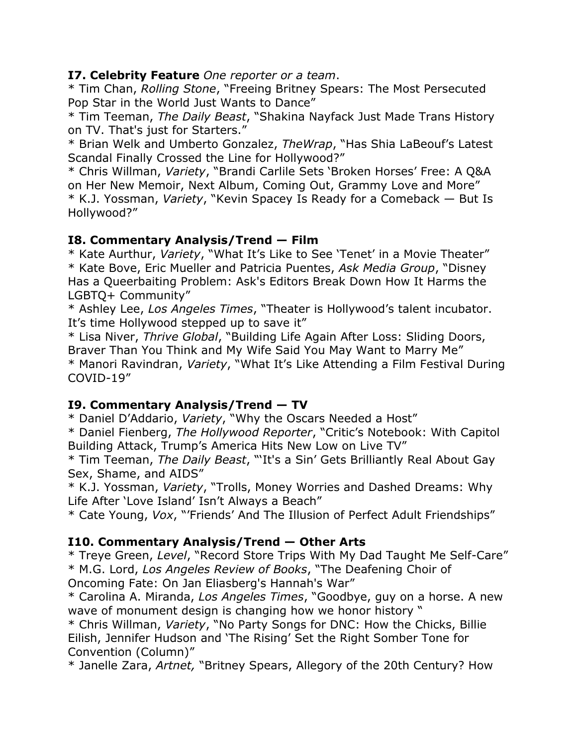**I7. Celebrity Feature** *One reporter or a team*.

* Tim Chan, *Rolling Stone*, "Freeing Britney Spears: The Most Persecuted Pop Star in the World Just Wants to Dance"
* Tim Teeman, *The Daily Beast*, "Shakina Nayfack Just Made Trans History on TV. That's just for Starters."
* Brian Welk and Umberto Gonzalez, *TheWrap*, "Has Shia LaBeouf's Latest Scandal Finally Crossed the Line for Hollywood?"
* Chris Willman, *Variety*, "Brandi Carlile Sets 'Broken Horses' Free: A Q&A on Her New Memoir, Next Album, Coming Out, Grammy Love and More"
* K.J. Yossman, *Variety*, "Kevin Spacey Is Ready for a Comeback — But Is Hollywood?"

**I8. Commentary Analysis/Trend — Film**

* Kate Aurthur, *Variety*, "What It's Like to See 'Tenet' in a Movie Theater"
* Kate Bove, Eric Mueller and Patricia Puentes, *Ask Media Group*, "Disney Has a Queerbaiting Problem: Ask's Editors Break Down How It Harms the LGBTQ+ Community"
* Ashley Lee, *Los Angeles Times*, "Theater is Hollywood's talent incubator. It's time Hollywood stepped up to save it"
* Lisa Niver, *Thrive Global*, "Building Life Again After Loss: Sliding Doors, Braver Than You Think and My Wife Said You May Want to Marry Me"
* Manori Ravindran, *Variety*, "What It's Like Attending a Film Festival During COVID-19"

**I9. Commentary Analysis/Trend — TV**

* Daniel D'Addario, *Variety*, "Why the Oscars Needed a Host"
* Daniel Fienberg, *The Hollywood Reporter*, "Critic's Notebook: With Capitol Building Attack, Trump's America Hits New Low on Live TV"
* Tim Teeman, *The Daily Beast*, "'It's a Sin' Gets Brilliantly Real About Gay Sex, Shame, and AIDS"
* K.J. Yossman, *Variety*, "Trolls, Money Worries and Dashed Dreams: Why Life After 'Love Island' Isn't Always a Beach"
* Cate Young, *Vox*, "'Friends' And The Illusion of Perfect Adult Friendships"

**I10. Commentary Analysis/Trend — Other Arts**

* Treye Green, *Level*, "Record Store Trips With My Dad Taught Me Self-Care"
* M.G. Lord, *Los Angeles Review of Books*, "The Deafening Choir of Oncoming Fate: On Jan Eliasberg's Hannah's War"
* Carolina A. Miranda, *Los Angeles Times*, "Goodbye, guy on a horse. A new wave of monument design is changing how we honor history "
* Chris Willman, *Variety*, "No Party Songs for DNC: How the Chicks, Billie Eilish, Jennifer Hudson and 'The Rising' Set the Right Somber Tone for Convention (Column)"
* Janelle Zara, *Artnet,* "Britney Spears, Allegory of the 20th Century? How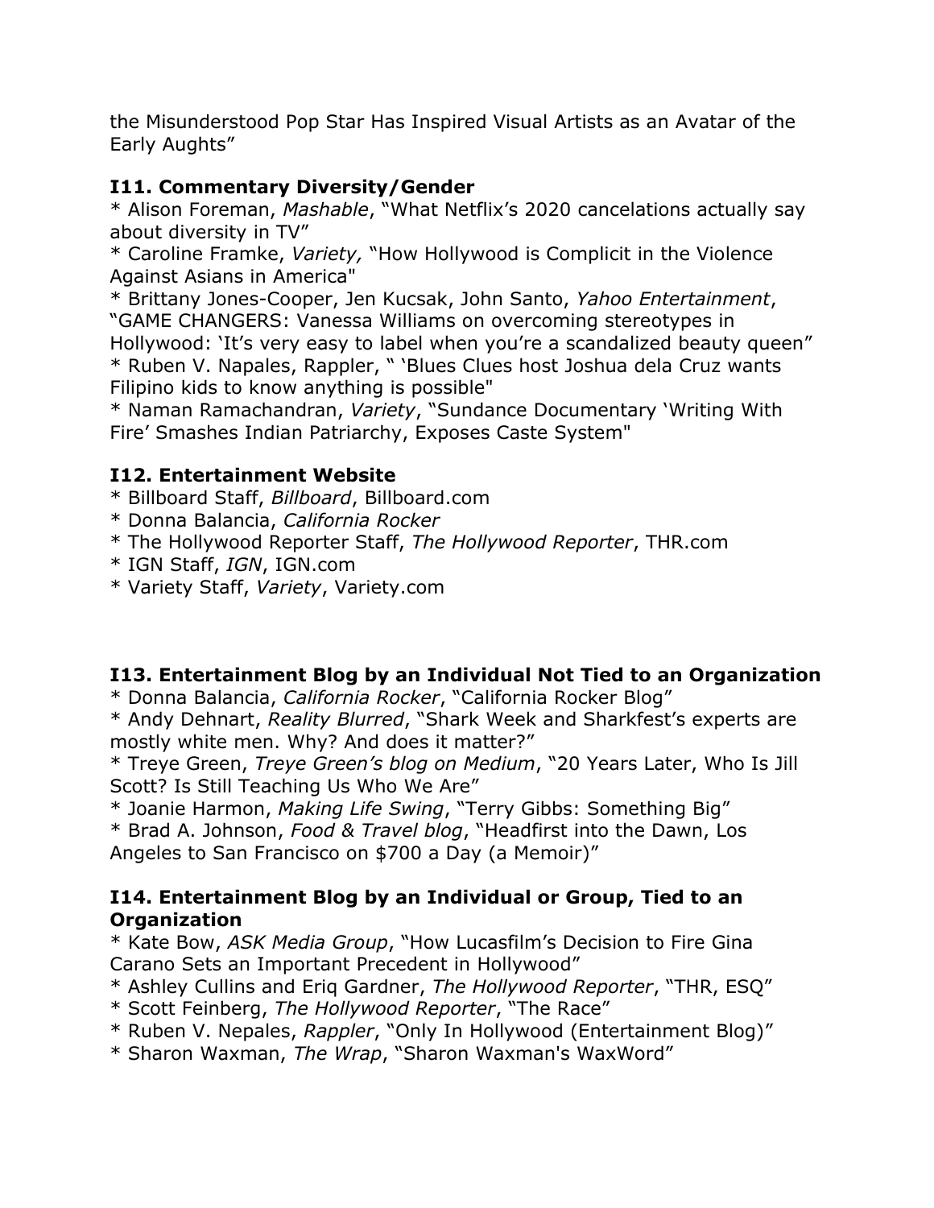the Misunderstood Pop Star Has Inspired Visual Artists as an Avatar of the Early Aughts"

### I11. Commentary Diversity/Gender

* Alison Foreman, *Mashable*, "What Netflix's 2020 cancelations actually say about diversity in TV"
* Caroline Framke, *Variety,* "How Hollywood is Complicit in the Violence Against Asians in America"
* Brittany Jones-Cooper, Jen Kucsak, John Santo, *Yahoo Entertainment*, "GAME CHANGERS: Vanessa Williams on overcoming stereotypes in Hollywood: 'It's very easy to label when you're a scandalized beauty queen"
* Ruben V. Napales, Rappler, " 'Blues Clues host Joshua dela Cruz wants Filipino kids to know anything is possible"
* Naman Ramachandran, *Variety*, "Sundance Documentary 'Writing With Fire' Smashes Indian Patriarchy, Exposes Caste System"

### I12. Entertainment Website

* Billboard Staff, *Billboard*, Billboard.com
* Donna Balancia, *California Rocker*
* The Hollywood Reporter Staff, *The Hollywood Reporter*, THR.com
* IGN Staff, *IGN*, IGN.com
* Variety Staff, *Variety*, Variety.com

### I13. Entertainment Blog by an Individual Not Tied to an Organization

* Donna Balancia, *California Rocker*, "California Rocker Blog"
* Andy Dehnart, *Reality Blurred*, "Shark Week and Sharkfest's experts are mostly white men. Why? And does it matter?"
* Treye Green, *Treye Green's blog on Medium*, "20 Years Later, Who Is Jill Scott? Is Still Teaching Us Who We Are"
* Joanie Harmon, *Making Life Swing*, "Terry Gibbs: Something Big"
* Brad A. Johnson, *Food & Travel blog*, "Headfirst into the Dawn, Los Angeles to San Francisco on $700 a Day (a Memoir)"

### I14. Entertainment Blog by an Individual or Group, Tied to an Organization

* Kate Bow, *ASK Media Group*, "How Lucasfilm's Decision to Fire Gina Carano Sets an Important Precedent in Hollywood"
* Ashley Cullins and Eriq Gardner, *The Hollywood Reporter*, "THR, ESQ"
* Scott Feinberg, *The Hollywood Reporter*, "The Race"
* Ruben V. Nepales, *Rappler*, "Only In Hollywood (Entertainment Blog)"
* Sharon Waxman, *The Wrap*, "Sharon Waxman's WaxWord"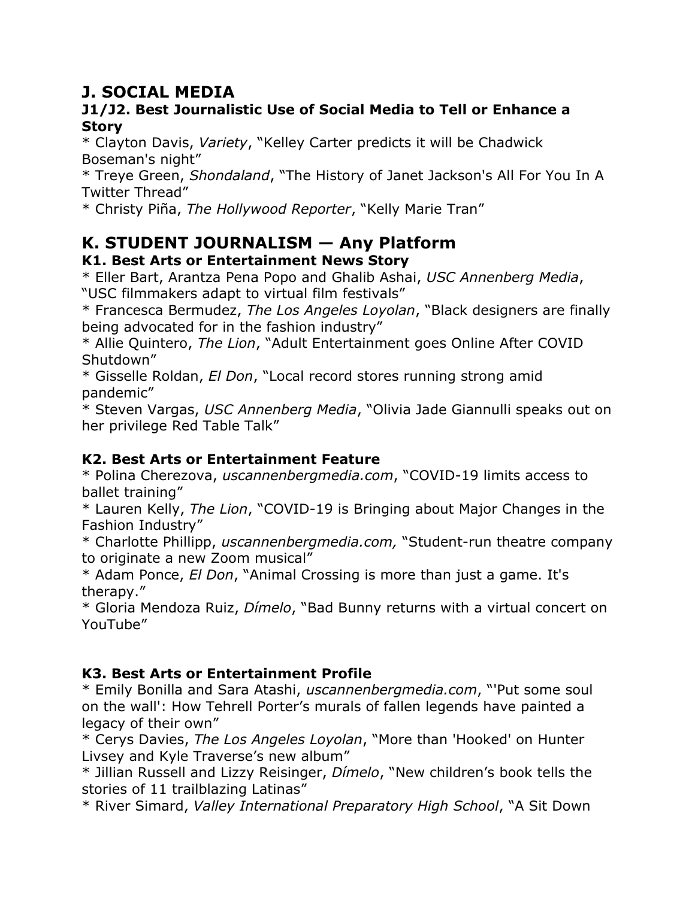## J. SOCIAL MEDIA

### J1/J2. Best Journalistic Use of Social Media to Tell or Enhance a Story

* Clayton Davis, *Variety*, "Kelley Carter predicts it will be Chadwick Boseman's night"
* Treye Green, *Shondaland*, "The History of Janet Jackson's All For You In A Twitter Thread"
* Christy Piña, *The Hollywood Reporter*, "Kelly Marie Tran"

## K. STUDENT JOURNALISM — Any Platform

### K1. Best Arts or Entertainment News Story

* Eller Bart, Arantza Pena Popo and Ghalib Ashai, *USC Annenberg Media*, "USC filmmakers adapt to virtual film festivals"
* Francesca Bermudez, *The Los Angeles Loyolan*, "Black designers are finally being advocated for in the fashion industry"
* Allie Quintero, *The Lion*, "Adult Entertainment goes Online After COVID Shutdown"
* Gisselle Roldan, *El Don*, "Local record stores running strong amid pandemic"
* Steven Vargas, *USC Annenberg Media*, "Olivia Jade Giannulli speaks out on her privilege Red Table Talk"

### K2. Best Arts or Entertainment Feature

* Polina Cherezova, *uscannenbergmedia.com*, "COVID-19 limits access to ballet training"
* Lauren Kelly, *The Lion*, "COVID-19 is Bringing about Major Changes in the Fashion Industry"
* Charlotte Phillipp, *uscannenbergmedia.com,* "Student-run theatre company to originate a new Zoom musical"
* Adam Ponce, *El Don*, "Animal Crossing is more than just a game. It's therapy."
* Gloria Mendoza Ruiz, *Dímelo*, "Bad Bunny returns with a virtual concert on YouTube"

### K3. Best Arts or Entertainment Profile

* Emily Bonilla and Sara Atashi, *uscannenbergmedia.com*, "'Put some soul on the wall': How Tehrell Porter's murals of fallen legends have painted a legacy of their own"
* Cerys Davies, *The Los Angeles Loyolan*, "More than 'Hooked' on Hunter Livsey and Kyle Traverse's new album"
* Jillian Russell and Lizzy Reisinger, *Dímelo*, "New children's book tells the stories of 11 trailblazing Latinas"
* River Simard, *Valley International Preparatory High School*, "A Sit Down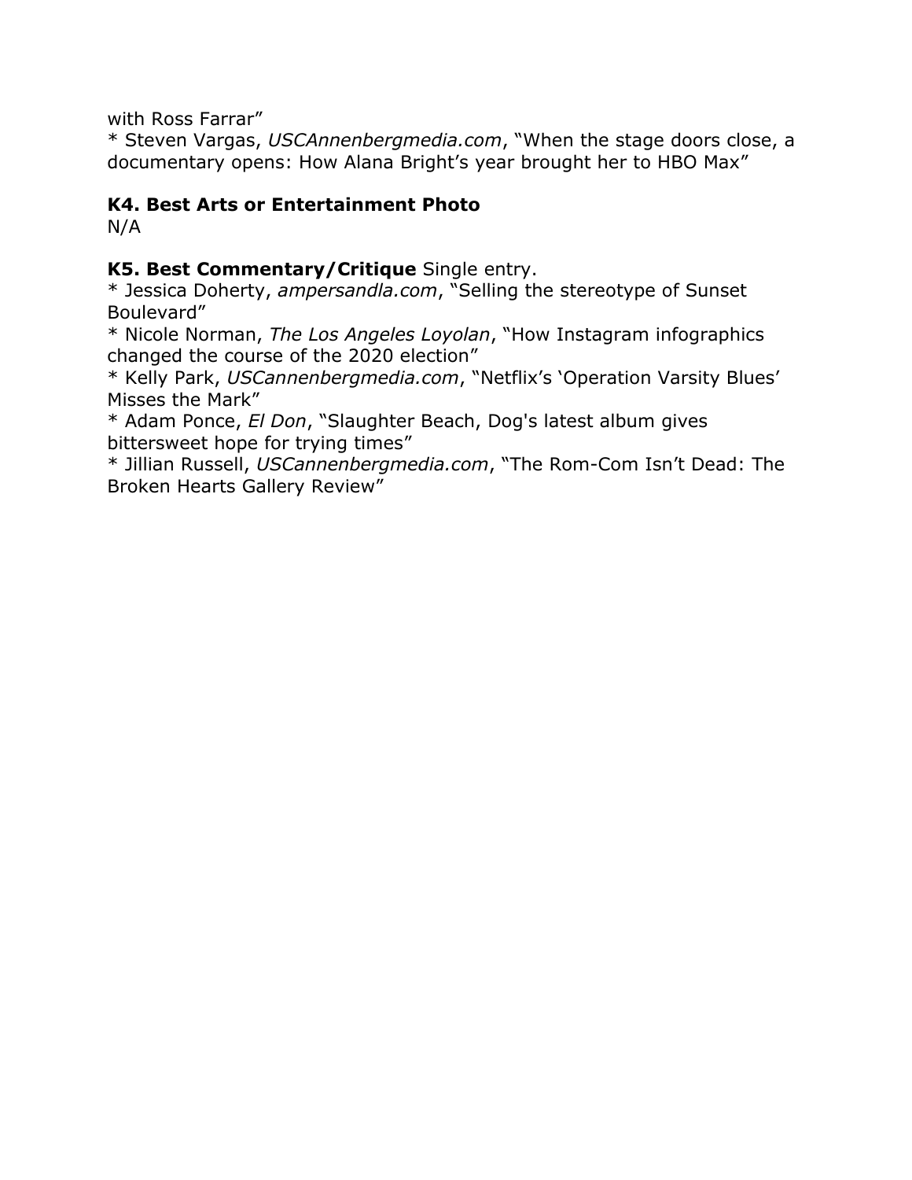with Ross Farrar"
* Steven Vargas, *USCAnnenbergmedia.com*, "When the stage doors close, a documentary opens: How Alana Bright's year brought her to HBO Max"

**K4. Best Arts or Entertainment Photo**
N/A

**K5. Best Commentary/Critique** Single entry.
* Jessica Doherty, *ampersandla.com*, "Selling the stereotype of Sunset Boulevard"
* Nicole Norman, *The Los Angeles Loyolan*, "How Instagram infographics changed the course of the 2020 election"
* Kelly Park, *USCannenbergmedia.com*, "Netflix's 'Operation Varsity Blues' Misses the Mark"
* Adam Ponce, *El Don*, "Slaughter Beach, Dog's latest album gives bittersweet hope for trying times"
* Jillian Russell, *USCannenbergmedia.com*, "The Rom-Com Isn't Dead: The Broken Hearts Gallery Review"